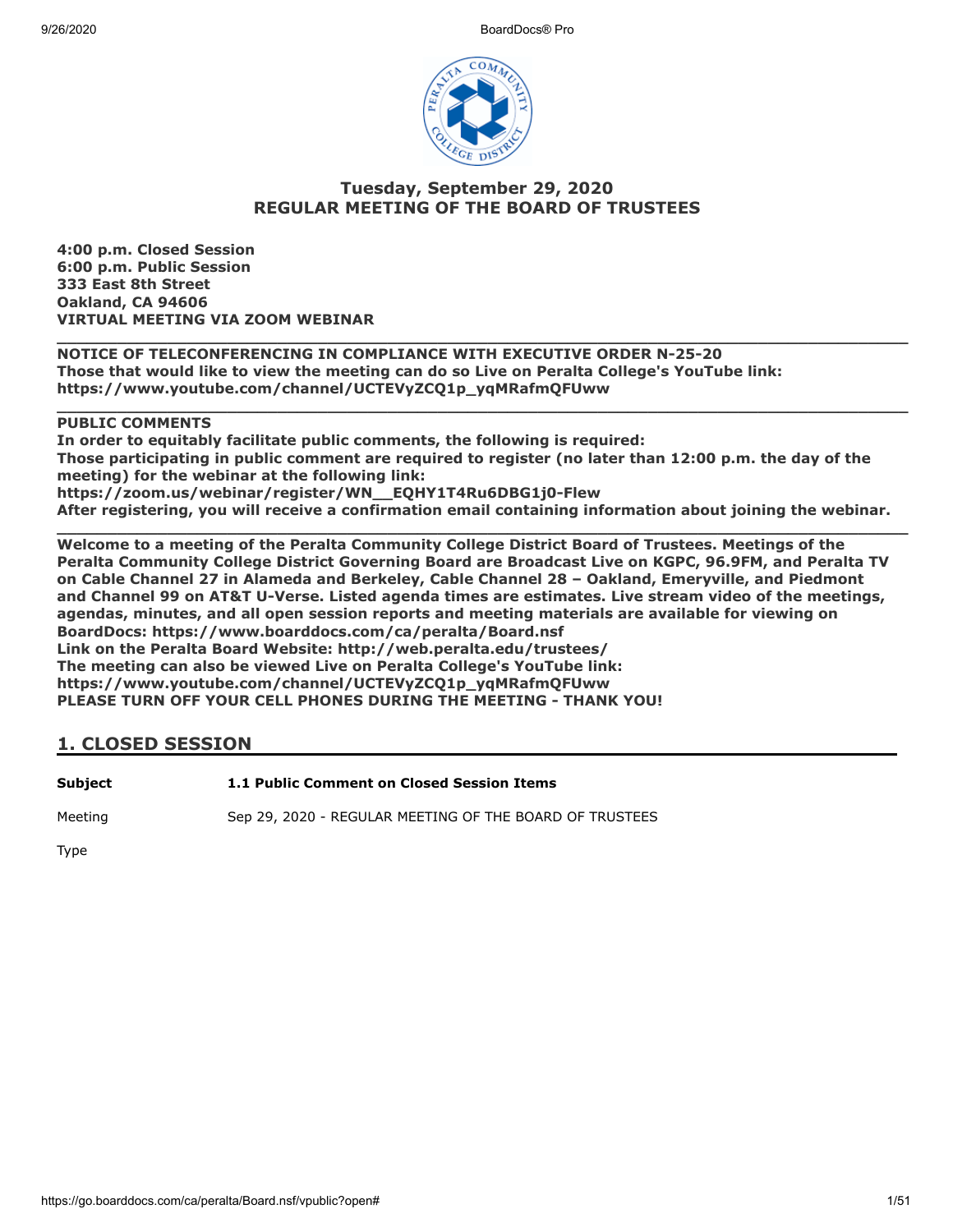## Tuesday, September 29, 2020
## REGULAR MEETING OF THE BOARD OF TRUSTEES

**4:00 p.m. Closed Session**
**6:00 p.m. Public Session**
**333 East 8th Street**
**Oakland, CA 94606**
**VIRTUAL MEETING VIA ZOOM WEBINAR**

---

**NOTICE OF TELECONFERENCING IN COMPLIANCE WITH EXECUTIVE ORDER N-25-20**
**Those that would like to view the meeting can do so Live on Peralta College's YouTube link:**
**https://www.youtube.com/channel/UCTEVyZCQ1p_yqMRafmQFUww**

---

**PUBLIC COMMENTS**
**In order to equitably facilitate public comments, the following is required:**
**Those participating in public comment are required to register (no later than 12:00 p.m. the day of the meeting) for the webinar at the following link:**
**https://zoom.us/webinar/register/WN__EQHY1T4Ru6DBG1j0-Flew**
**After registering, you will receive a confirmation email containing information about joining the webinar.**

---

**Welcome to a meeting of the Peralta Community College District Board of Trustees. Meetings of the Peralta Community College District Governing Board are Broadcast Live on KGPC, 96.9FM, and Peralta TV on Cable Channel 27 in Alameda and Berkeley, Cable Channel 28 – Oakland, Emeryville, and Piedmont and Channel 99 on AT&T U-Verse. Listed agenda times are estimates. Live stream video of the meetings, agendas, minutes, and all open session reports and meeting materials are available for viewing on BoardDocs: https://www.boarddocs.com/ca/peralta/Board.nsf**
**Link on the Peralta Board Website: http://web.peralta.edu/trustees/**
**The meeting can also be viewed Live on Peralta College's YouTube link:**
**https://www.youtube.com/channel/UCTEVyZCQ1p_yqMRafmQFUww**
**PLEASE TURN OFF YOUR CELL PHONES DURING THE MEETING - THANK YOU!**

## 1. CLOSED SESSION

**Subject** **1.1 Public Comment on Closed Session Items**

Meeting Sep 29, 2020 - REGULAR MEETING OF THE BOARD OF TRUSTEES

Type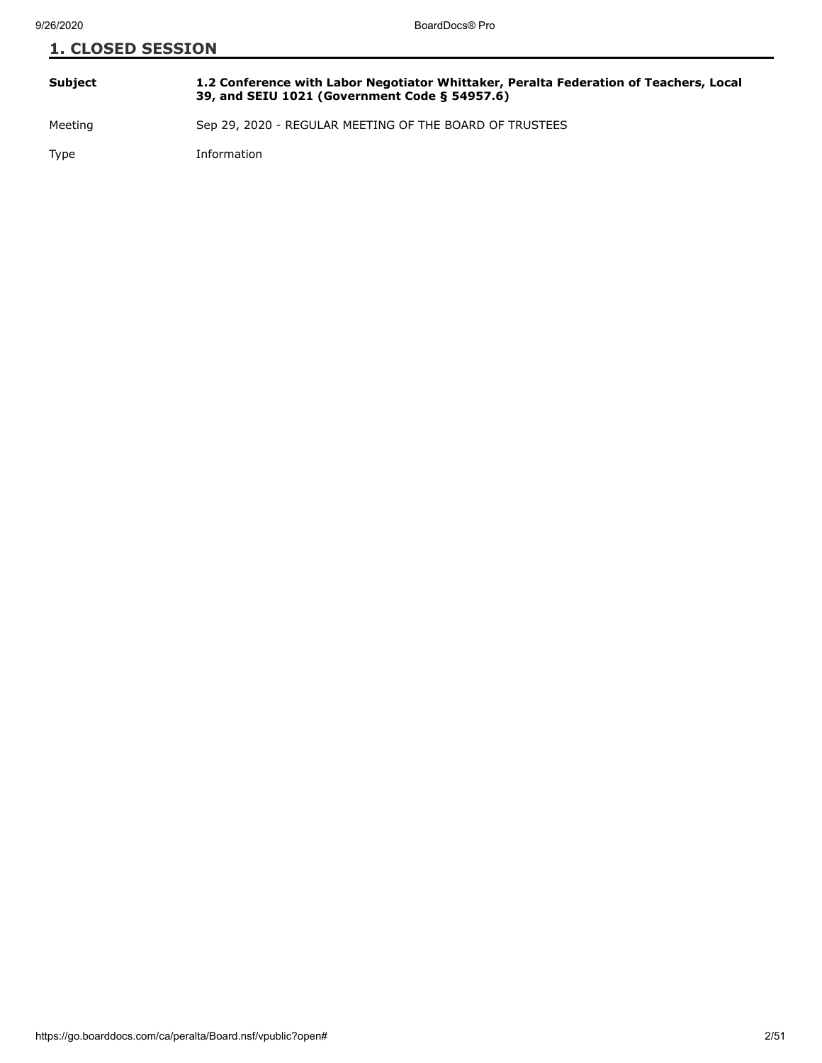## 1. CLOSED SESSION

| | |
|---|---|
| **Subject** | **1.2 Conference with Labor Negotiator Whittaker, Peralta Federation of Teachers, Local 39, and SEIU 1021 (Government Code § 54957.6)** |
| Meeting | Sep 29, 2020 - REGULAR MEETING OF THE BOARD OF TRUSTEES |
| Type | Information |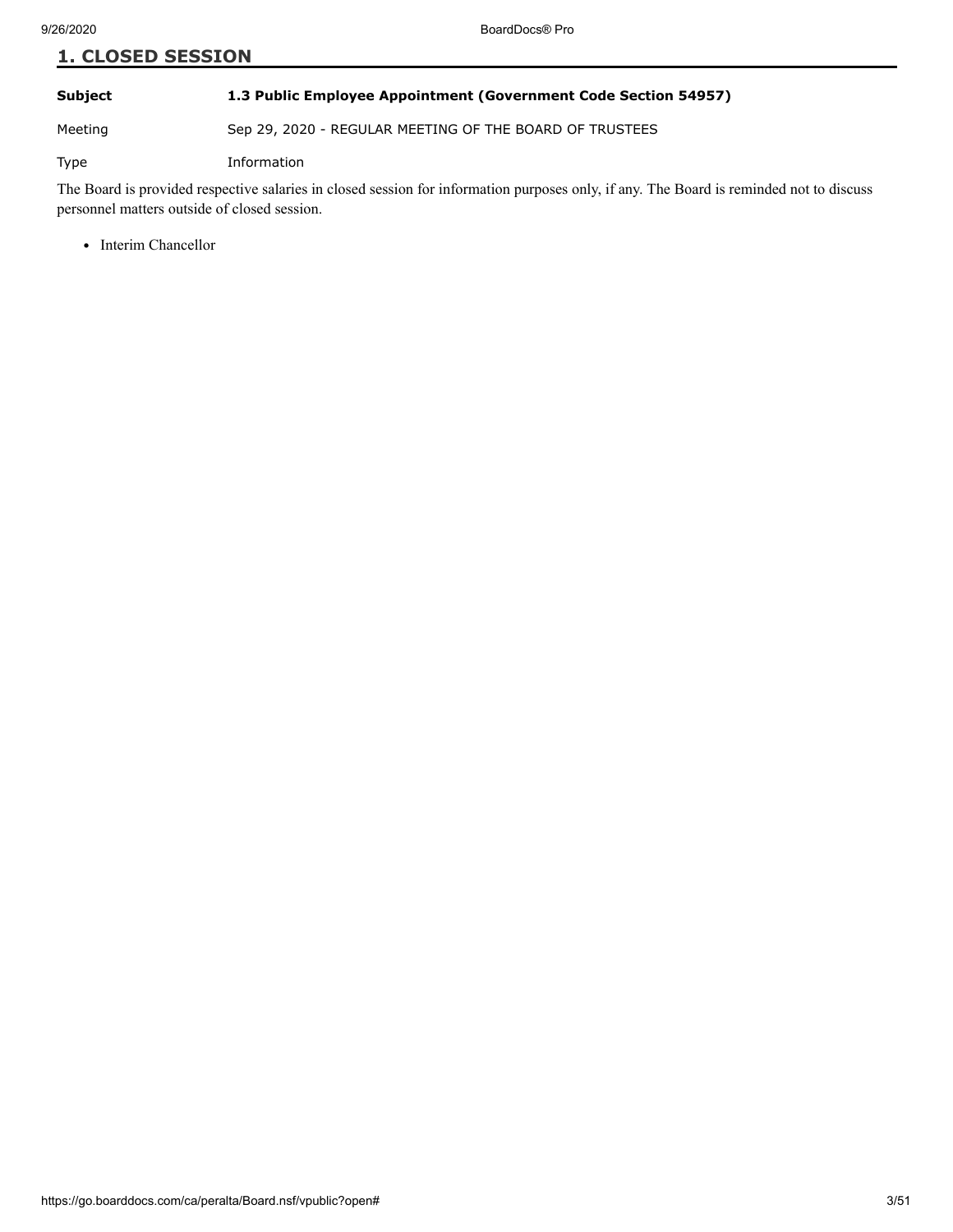## 1. CLOSED SESSION

| | |
|---|---|
| **Subject** | **1.3 Public Employee Appointment (Government Code Section 54957)** |
| Meeting | Sep 29, 2020 - REGULAR MEETING OF THE BOARD OF TRUSTEES |
| Type | Information |

The Board is provided respective salaries in closed session for information purposes only, if any. The Board is reminded not to discuss personnel matters outside of closed session.

- Interim Chancellor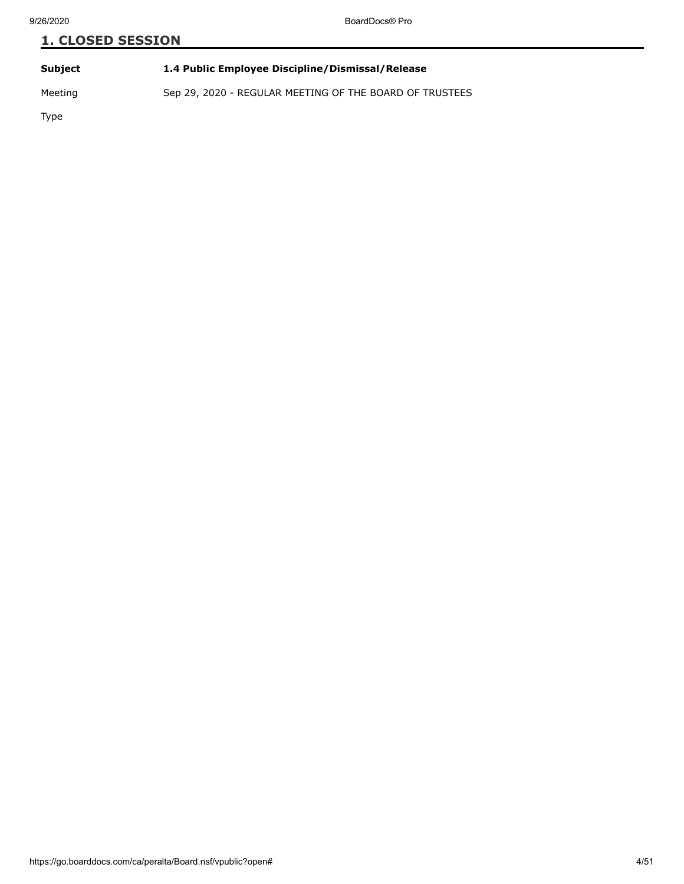## 1. CLOSED SESSION

| | |
|---|---|
| **Subject** | **1.4 Public Employee Discipline/Dismissal/Release** |
| Meeting | Sep 29, 2020 - REGULAR MEETING OF THE BOARD OF TRUSTEES |
| Type | |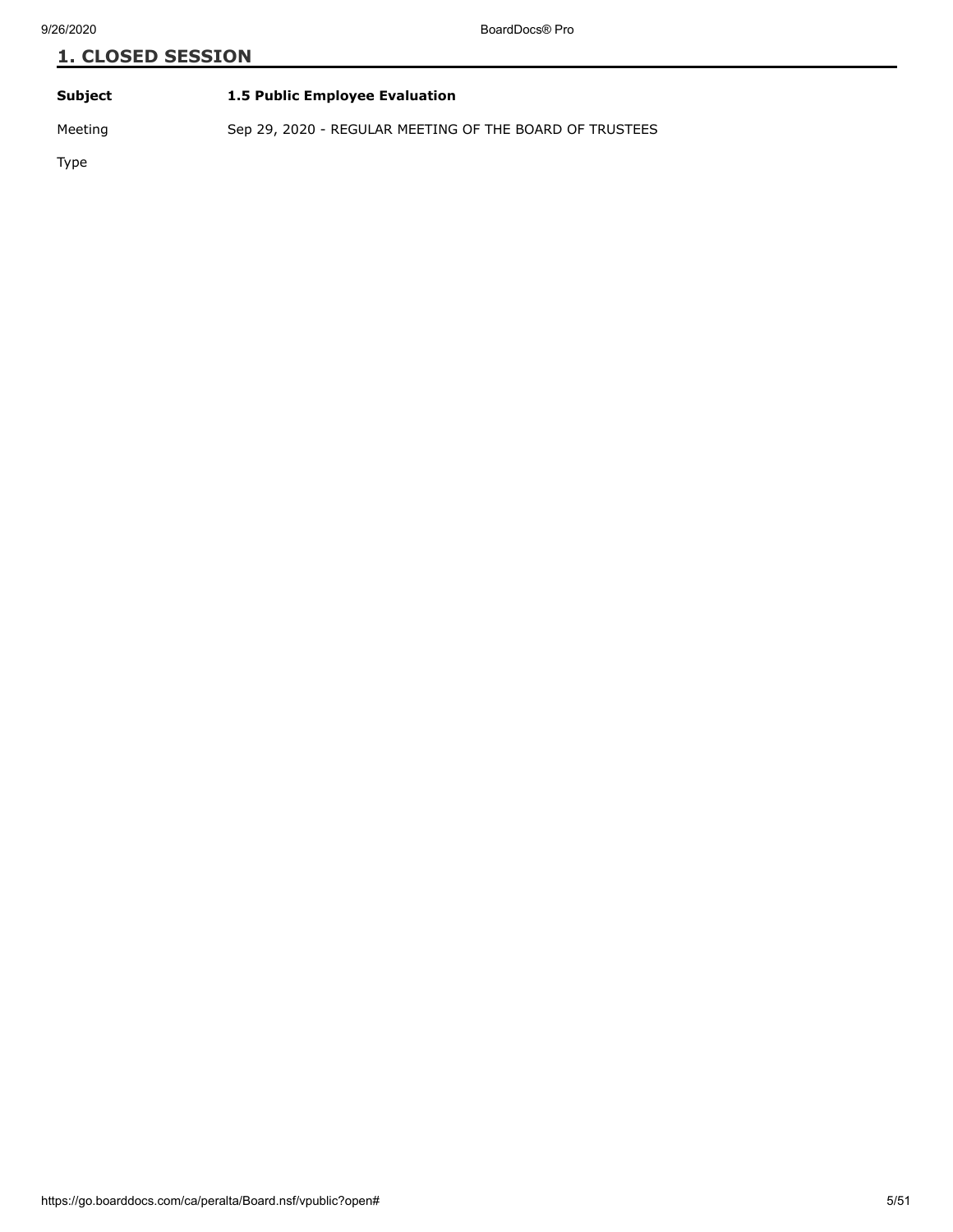## 1. CLOSED SESSION

| | |
|---|---|
| **Subject** | **1.5 Public Employee Evaluation** |
| Meeting | Sep 29, 2020 - REGULAR MEETING OF THE BOARD OF TRUSTEES |
| Type | |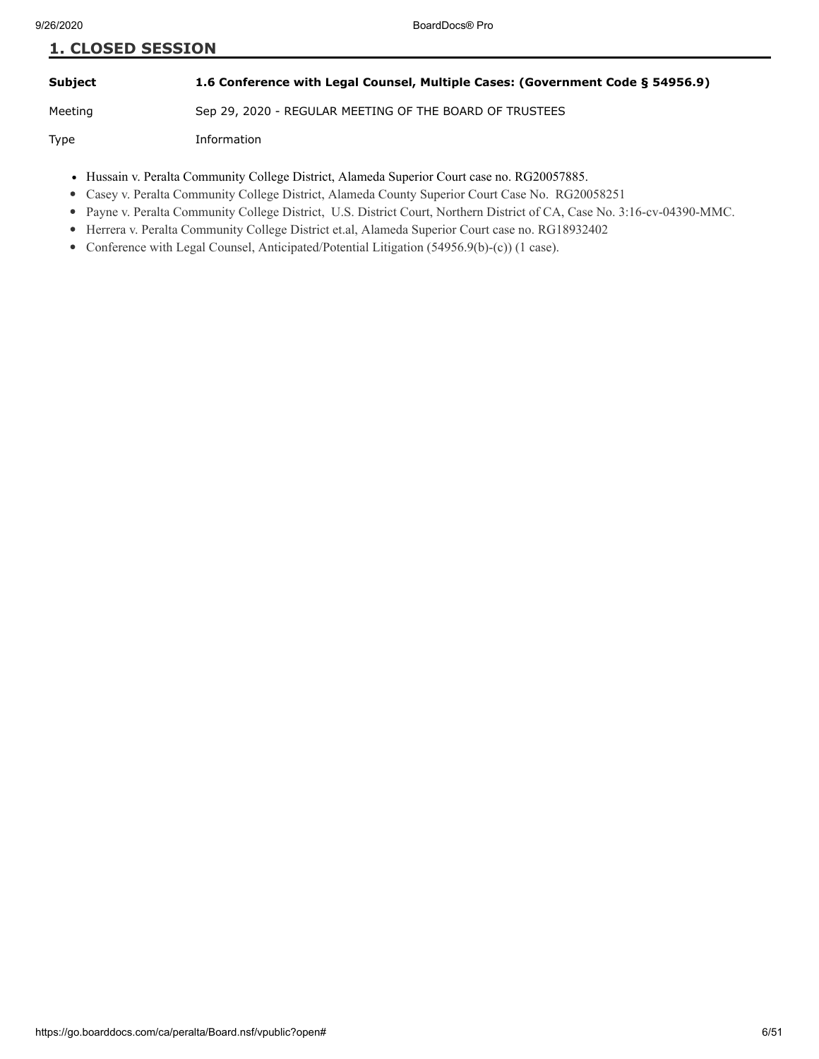## 1. CLOSED SESSION

| | |
|---|---|
| **Subject** | **1.6 Conference with Legal Counsel, Multiple Cases: (Government Code § 54956.9)** |
| Meeting | Sep 29, 2020 - REGULAR MEETING OF THE BOARD OF TRUSTEES |
| Type | Information |

- Hussain v. Peralta Community College District, Alameda Superior Court case no. RG20057885.
- Casey v. Peralta Community College District, Alameda County Superior Court Case No. RG20058251
- Payne v. Peralta Community College District, U.S. District Court, Northern District of CA, Case No. 3:16-cv-04390-MMC.
- Herrera v. Peralta Community College District et.al, Alameda Superior Court case no. RG18932402
- Conference with Legal Counsel, Anticipated/Potential Litigation (54956.9(b)-(c)) (1 case).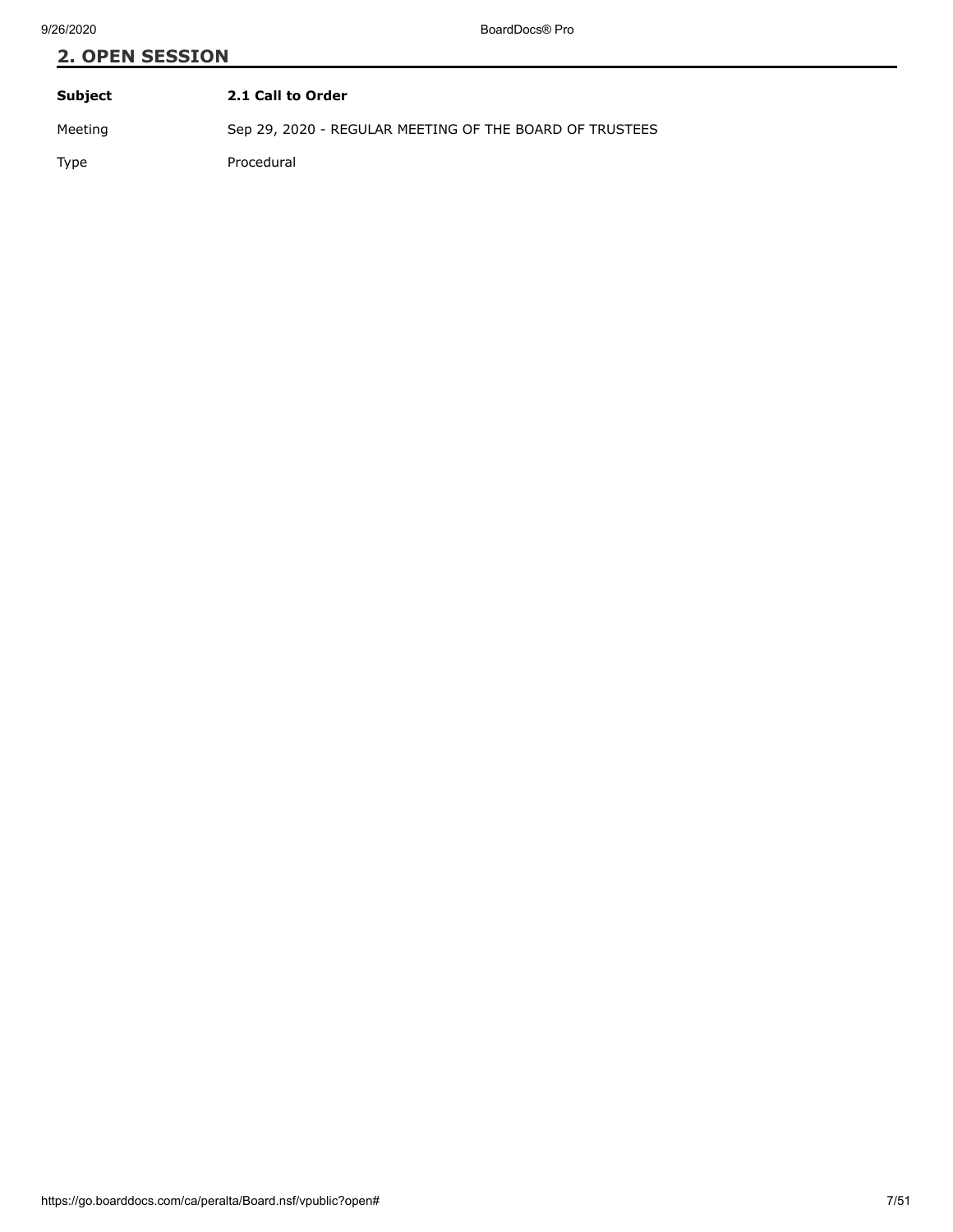## 2. OPEN SESSION

| | |
|---|---|
| **Subject** | **2.1 Call to Order** |
| Meeting | Sep 29, 2020 - REGULAR MEETING OF THE BOARD OF TRUSTEES |
| Type | Procedural |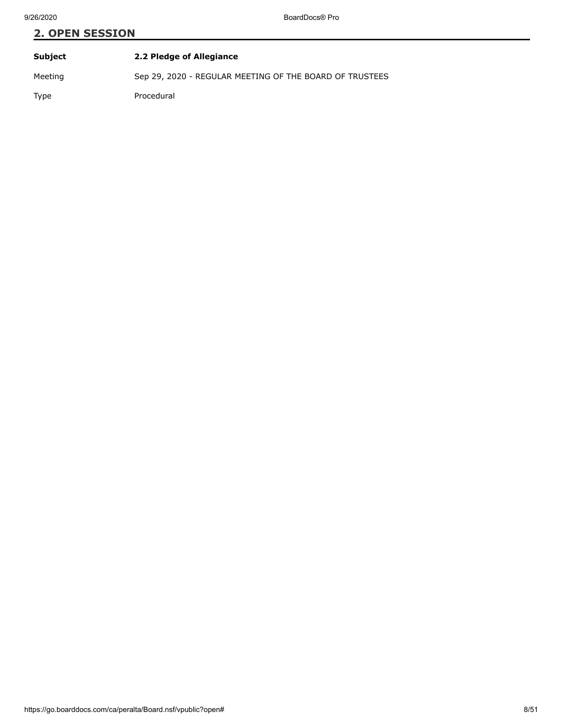## 2. OPEN SESSION

| | |
|---|---|
| **Subject** | **2.2 Pledge of Allegiance** |
| Meeting | Sep 29, 2020 - REGULAR MEETING OF THE BOARD OF TRUSTEES |
| Type | Procedural |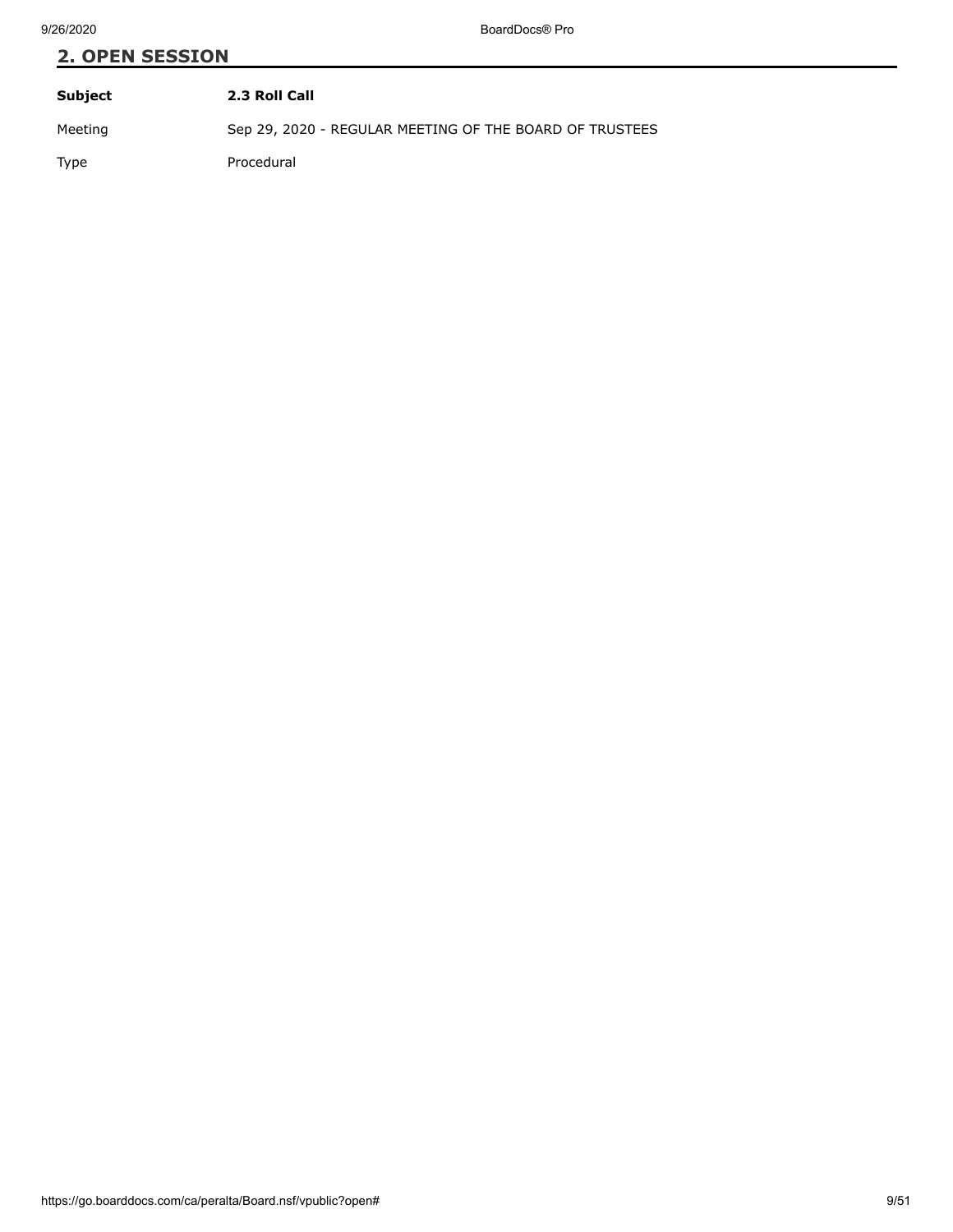## 2. OPEN SESSION

| | |
|---|---|
| **Subject** | **2.3 Roll Call** |
| Meeting | Sep 29, 2020 - REGULAR MEETING OF THE BOARD OF TRUSTEES |
| Type | Procedural |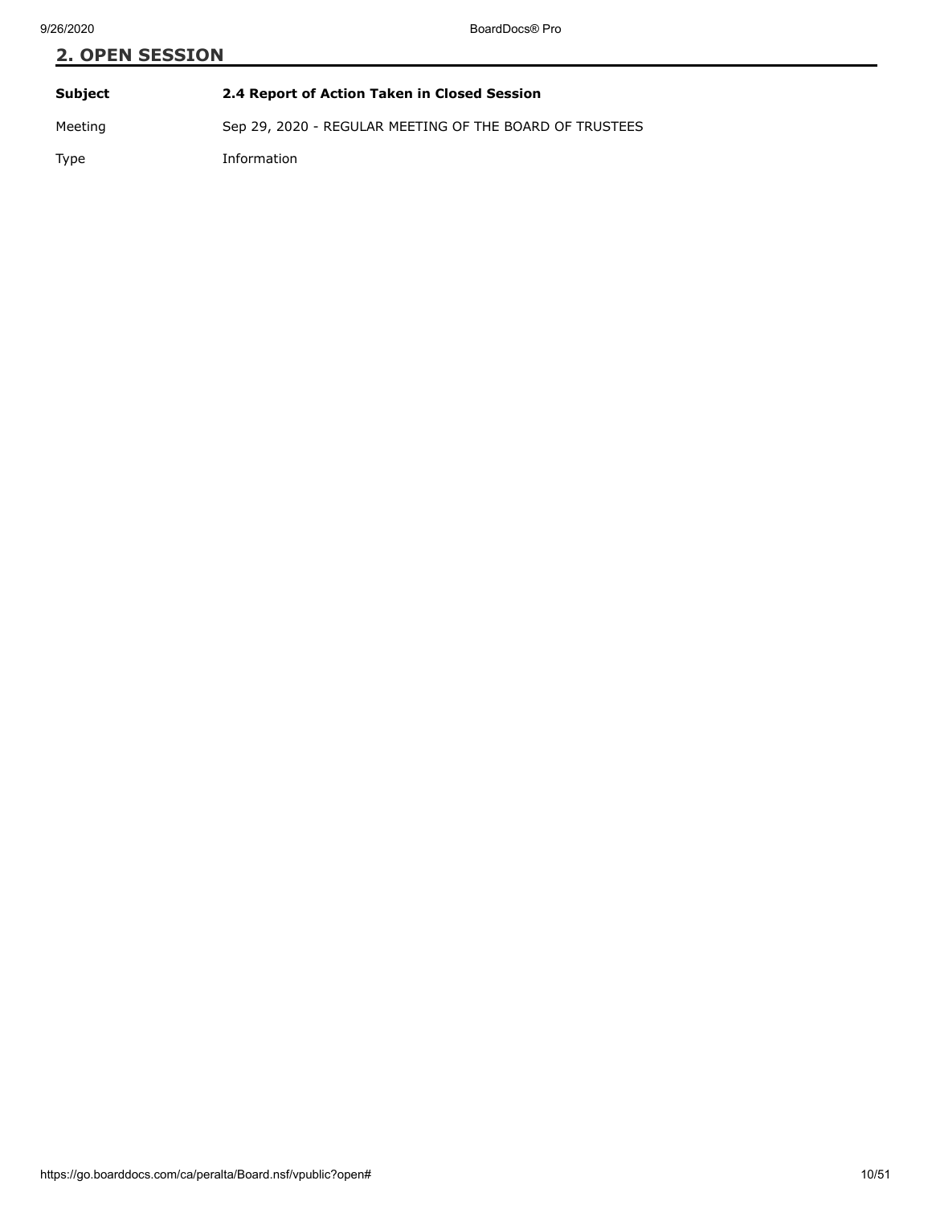## 2. OPEN SESSION

| | |
|---|---|
| **Subject** | **2.4 Report of Action Taken in Closed Session** |
| Meeting | Sep 29, 2020 - REGULAR MEETING OF THE BOARD OF TRUSTEES |
| Type | Information |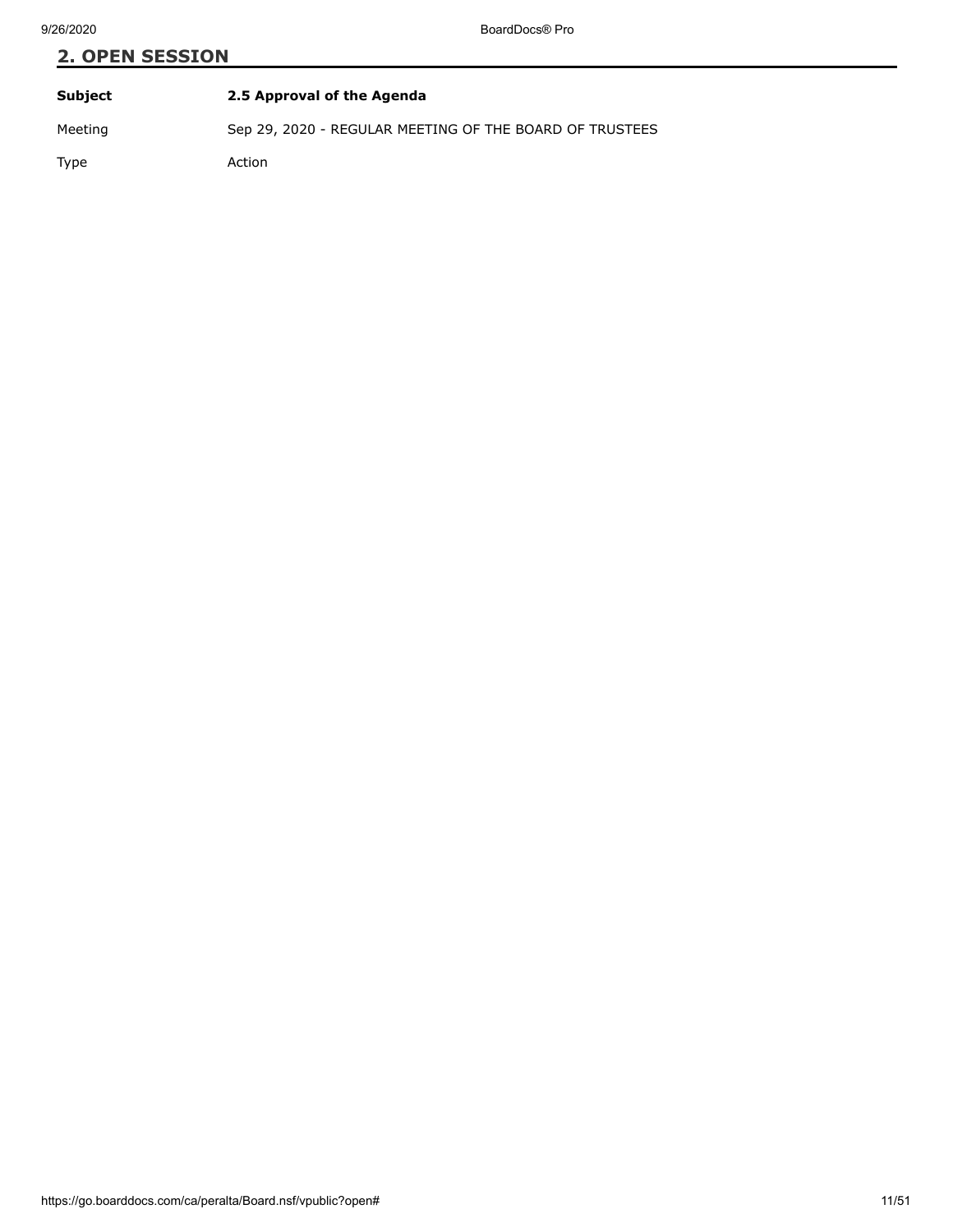## 2. OPEN SESSION

| | |
|---|---|
| **Subject** | **2.5 Approval of the Agenda** |
| Meeting | Sep 29, 2020 - REGULAR MEETING OF THE BOARD OF TRUSTEES |
| Type | Action |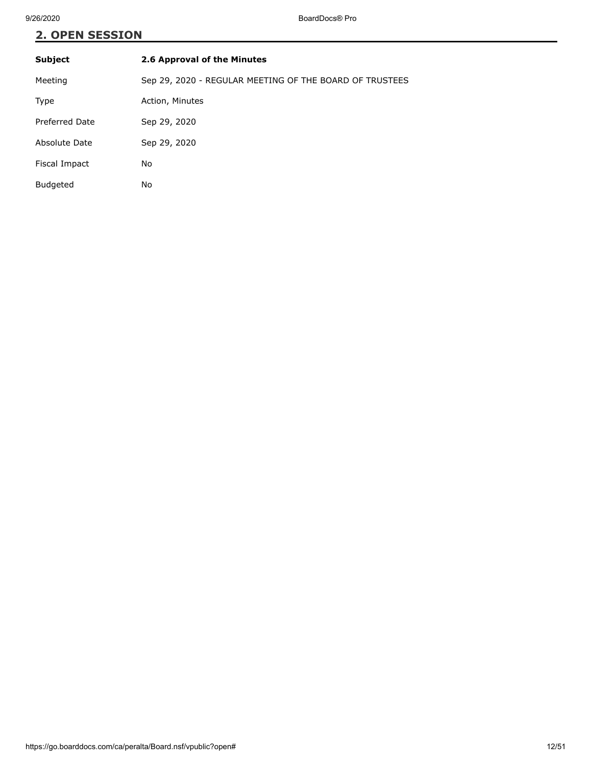## 2. OPEN SESSION

| **Subject** | **2.6 Approval of the Minutes** |
| --- | --- |
| Meeting | Sep 29, 2020 - REGULAR MEETING OF THE BOARD OF TRUSTEES |
| Type | Action, Minutes |
| Preferred Date | Sep 29, 2020 |
| Absolute Date | Sep 29, 2020 |
| Fiscal Impact | No |
| Budgeted | No |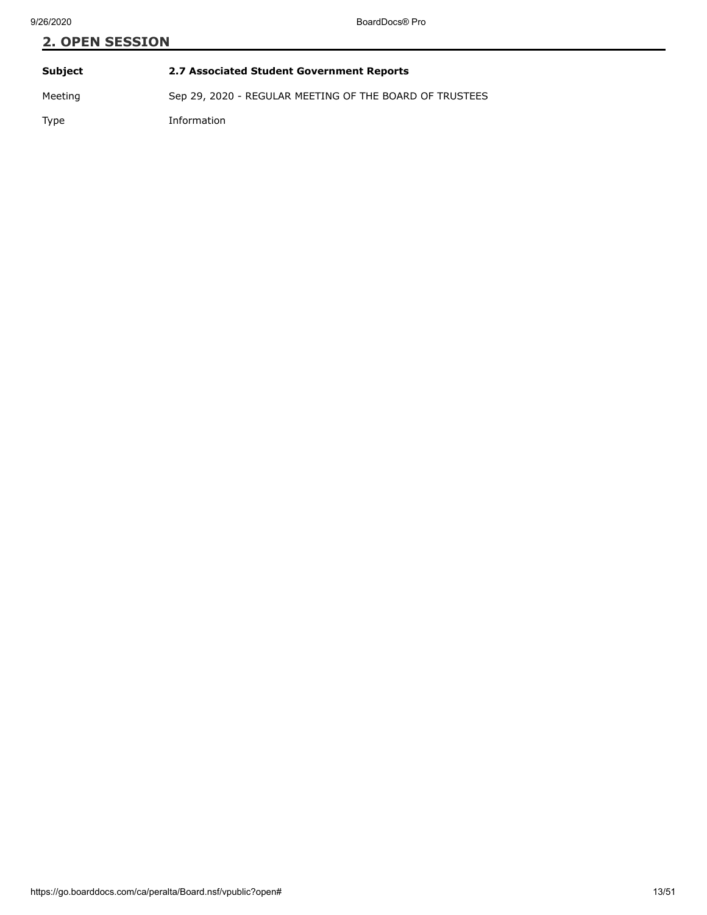## 2. OPEN SESSION

| | |
|---|---|
| **Subject** | **2.7 Associated Student Government Reports** |
| Meeting | Sep 29, 2020 - REGULAR MEETING OF THE BOARD OF TRUSTEES |
| Type | Information |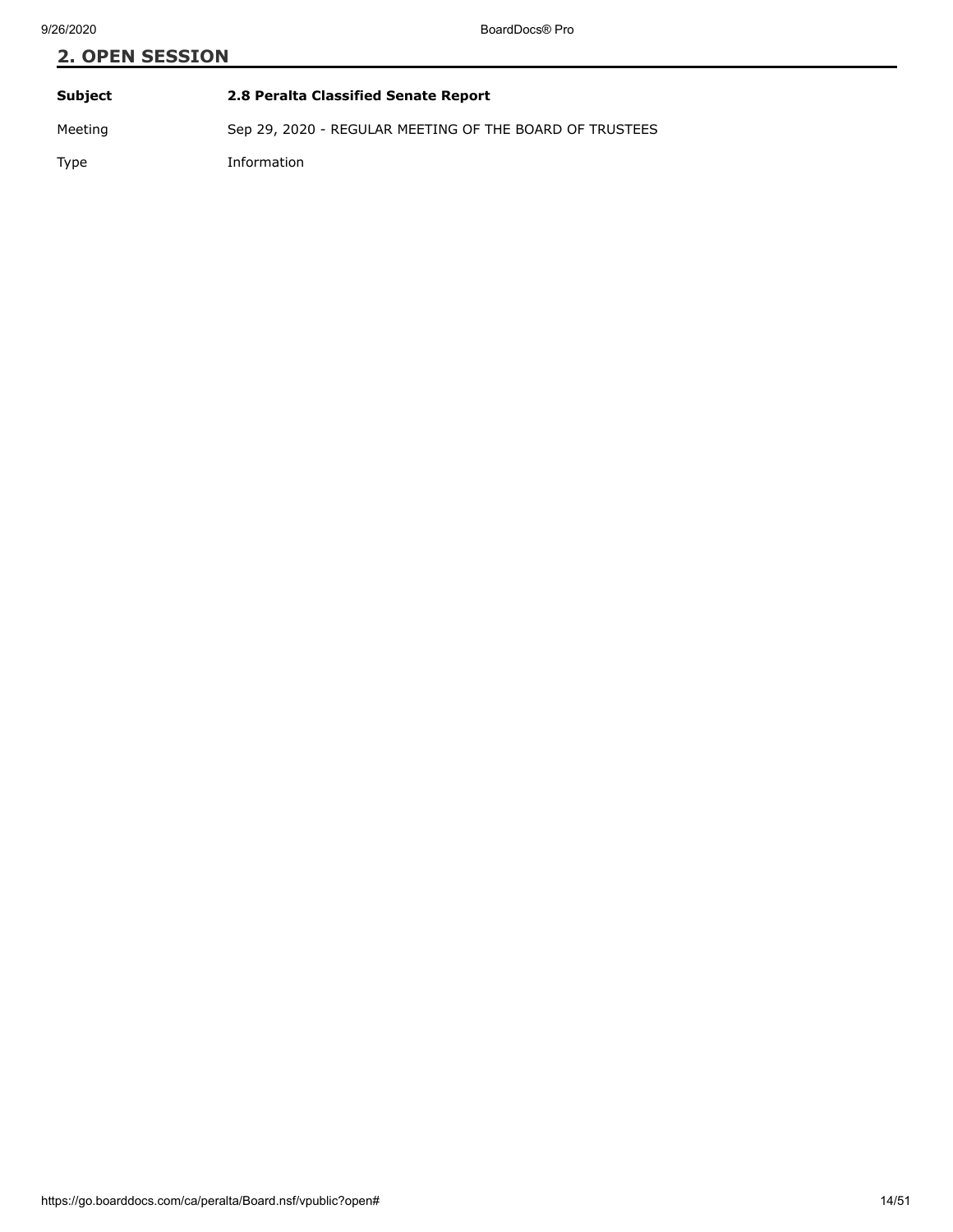## 2. OPEN SESSION

| | |
|---|---|
| **Subject** | **2.8 Peralta Classified Senate Report** |
| Meeting | Sep 29, 2020 - REGULAR MEETING OF THE BOARD OF TRUSTEES |
| Type | Information |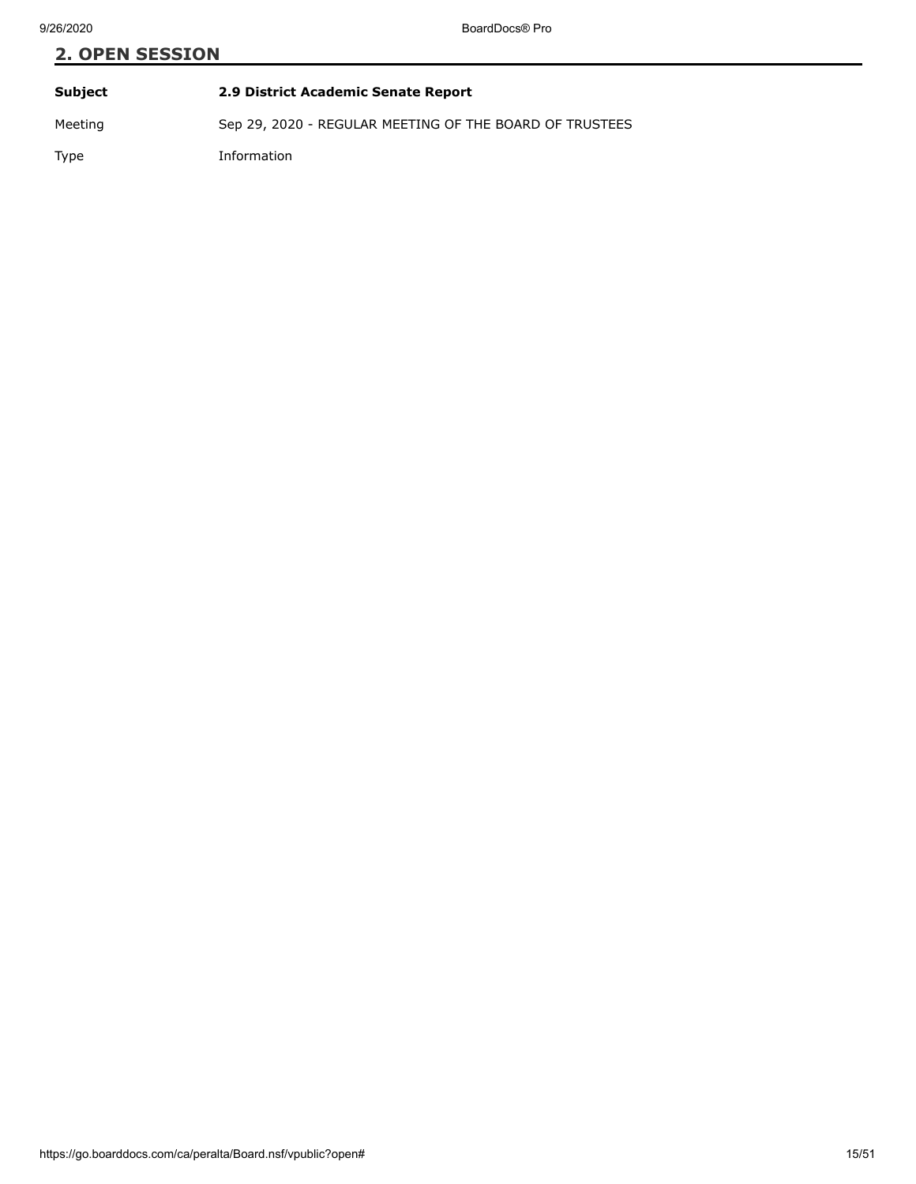## 2. OPEN SESSION

| | |
|---|---|
| **Subject** | **2.9 District Academic Senate Report** |
| Meeting | Sep 29, 2020 - REGULAR MEETING OF THE BOARD OF TRUSTEES |
| Type | Information |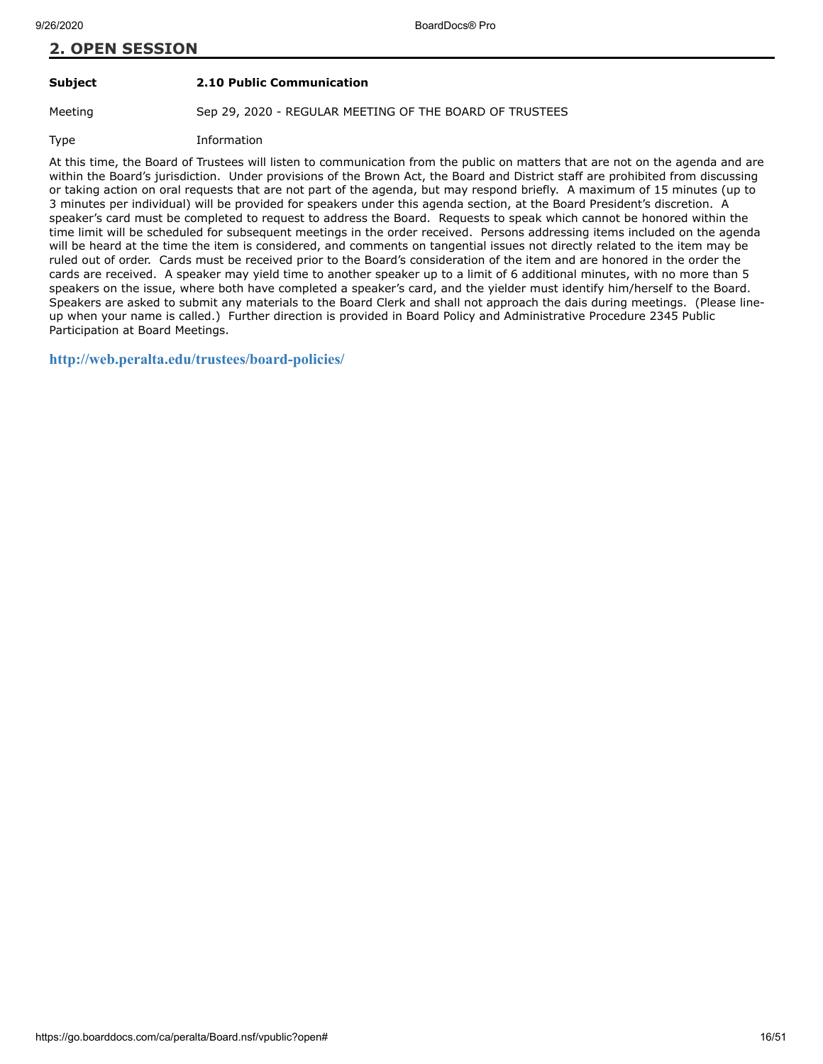## 2. OPEN SESSION

| | |
|---|---|
| **Subject** | **2.10 Public Communication** |
| Meeting | Sep 29, 2020 - REGULAR MEETING OF THE BOARD OF TRUSTEES |
| Type | Information |

At this time, the Board of Trustees will listen to communication from the public on matters that are not on the agenda and are within the Board's jurisdiction. Under provisions of the Brown Act, the Board and District staff are prohibited from discussing or taking action on oral requests that are not part of the agenda, but may respond briefly. A maximum of 15 minutes (up to 3 minutes per individual) will be provided for speakers under this agenda section, at the Board President's discretion. A speaker's card must be completed to request to address the Board. Requests to speak which cannot be honored within the time limit will be scheduled for subsequent meetings in the order received. Persons addressing items included on the agenda will be heard at the time the item is considered, and comments on tangential issues not directly related to the item may be ruled out of order. Cards must be received prior to the Board's consideration of the item and are honored in the order the cards are received. A speaker may yield time to another speaker up to a limit of 6 additional minutes, with no more than 5 speakers on the issue, where both have completed a speaker's card, and the yielder must identify him/herself to the Board. Speakers are asked to submit any materials to the Board Clerk and shall not approach the dais during meetings. (Please line-up when your name is called.) Further direction is provided in Board Policy and Administrative Procedure 2345 Public Participation at Board Meetings.

**http://web.peralta.edu/trustees/board-policies/**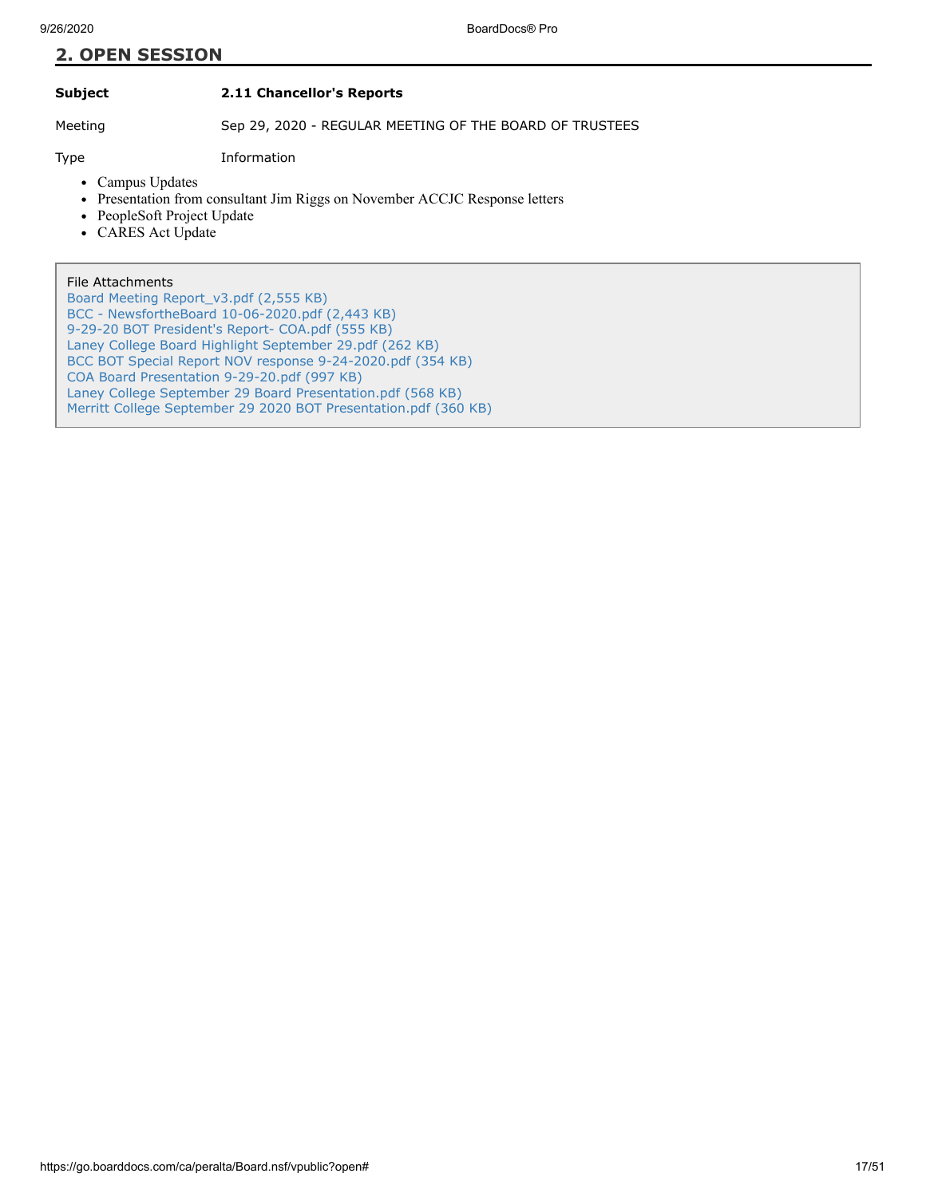## 2. OPEN SESSION

| | |
|---|---|
| **Subject** | **2.11 Chancellor's Reports** |
| Meeting | Sep 29, 2020 - REGULAR MEETING OF THE BOARD OF TRUSTEES |
| Type | Information |

- Campus Updates
- Presentation from consultant Jim Riggs on November ACCJC Response letters
- PeopleSoft Project Update
- CARES Act Update

File Attachments
Board Meeting Report_v3.pdf (2,555 KB)
BCC - NewsfortheBoard 10-06-2020.pdf (2,443 KB)
9-29-20 BOT President's Report- COA.pdf (555 KB)
Laney College Board Highlight September 29.pdf (262 KB)
BCC BOT Special Report NOV response 9-24-2020.pdf (354 KB)
COA Board Presentation 9-29-20.pdf (997 KB)
Laney College September 29 Board Presentation.pdf (568 KB)
Merritt College September 29 2020 BOT Presentation.pdf (360 KB)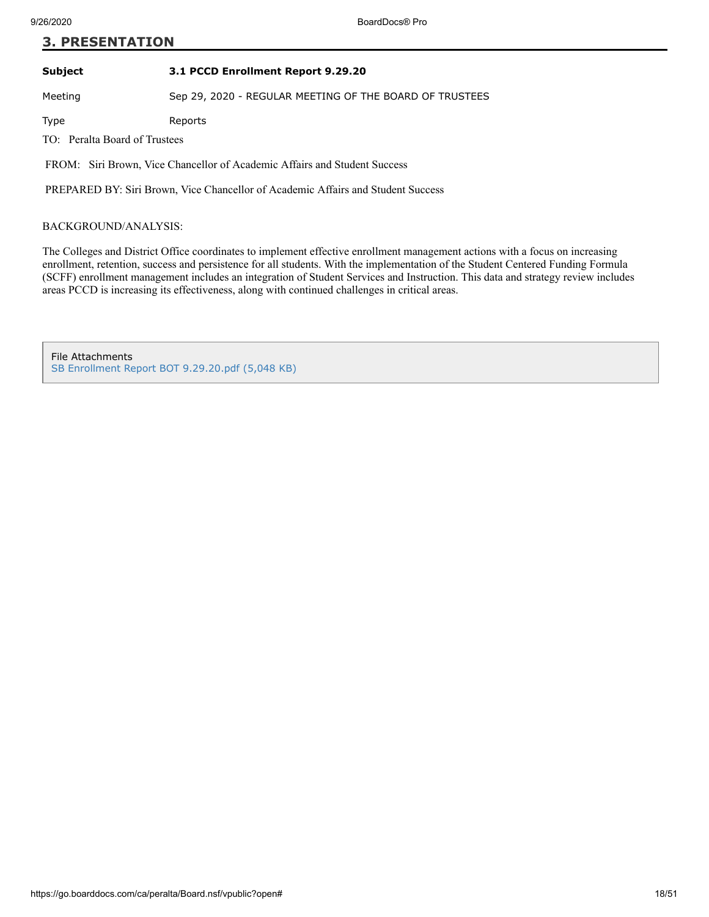## 3. PRESENTATION

| | |
|---|---|
| **Subject** | **3.1 PCCD Enrollment Report 9.29.20** |
| Meeting | Sep 29, 2020 - REGULAR MEETING OF THE BOARD OF TRUSTEES |
| Type | Reports |

TO: Peralta Board of Trustees

FROM: Siri Brown, Vice Chancellor of Academic Affairs and Student Success

PREPARED BY: Siri Brown, Vice Chancellor of Academic Affairs and Student Success

BACKGROUND/ANALYSIS:

The Colleges and District Office coordinates to implement effective enrollment management actions with a focus on increasing enrollment, retention, success and persistence for all students. With the implementation of the Student Centered Funding Formula (SCFF) enrollment management includes an integration of Student Services and Instruction. This data and strategy review includes areas PCCD is increasing its effectiveness, along with continued challenges in critical areas.

File Attachments
SB Enrollment Report BOT 9.29.20.pdf (5,048 KB)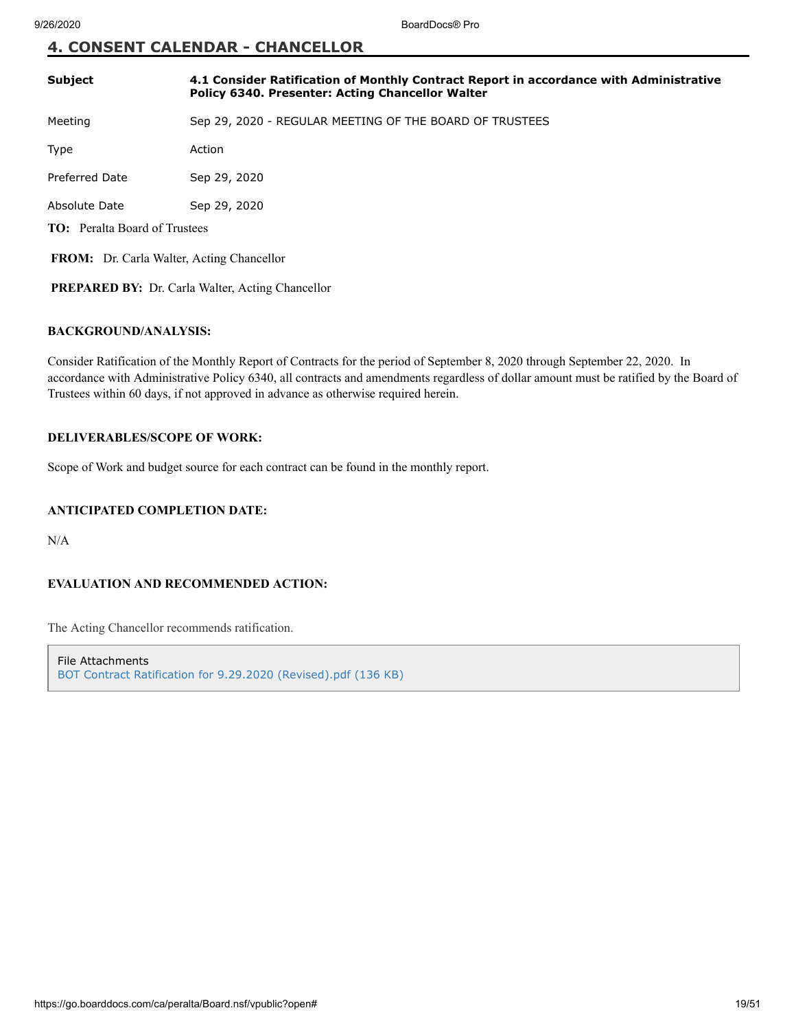## 4. CONSENT CALENDAR - CHANCELLOR

| | |
|---|---|
| **Subject** | **4.1 Consider Ratification of Monthly Contract Report in accordance with Administrative Policy 6340. Presenter: Acting Chancellor Walter** |
| Meeting | Sep 29, 2020 - REGULAR MEETING OF THE BOARD OF TRUSTEES |
| Type | Action |
| Preferred Date | Sep 29, 2020 |
| Absolute Date | Sep 29, 2020 |

**TO:** Peralta Board of Trustees

**FROM:** Dr. Carla Walter, Acting Chancellor

**PREPARED BY:** Dr. Carla Walter, Acting Chancellor

**BACKGROUND/ANALYSIS:**

Consider Ratification of the Monthly Report of Contracts for the period of September 8, 2020 through September 22, 2020. In accordance with Administrative Policy 6340, all contracts and amendments regardless of dollar amount must be ratified by the Board of Trustees within 60 days, if not approved in advance as otherwise required herein.

**DELIVERABLES/SCOPE OF WORK:**

Scope of Work and budget source for each contract can be found in the monthly report.

**ANTICIPATED COMPLETION DATE:**

N/A

**EVALUATION AND RECOMMENDED ACTION:**

The Acting Chancellor recommends ratification.

File Attachments
BOT Contract Ratification for 9.29.2020 (Revised).pdf (136 KB)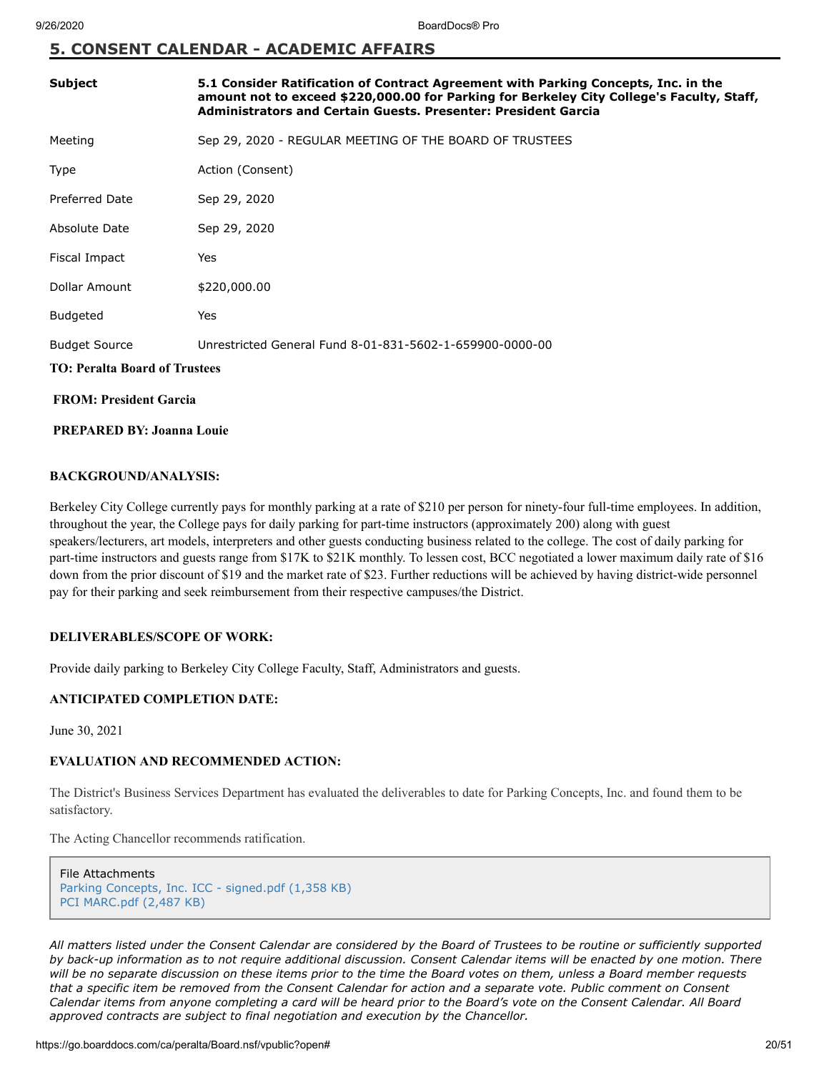## 5. CONSENT CALENDAR - ACADEMIC AFFAIRS

| | |
|---|---|
| **Subject** | **5.1 Consider Ratification of Contract Agreement with Parking Concepts, Inc. in the amount not to exceed $220,000.00 for Parking for Berkeley City College's Faculty, Staff, Administrators and Certain Guests. Presenter: President Garcia** |
| Meeting | Sep 29, 2020 - REGULAR MEETING OF THE BOARD OF TRUSTEES |
| Type | Action (Consent) |
| Preferred Date | Sep 29, 2020 |
| Absolute Date | Sep 29, 2020 |
| Fiscal Impact | Yes |
| Dollar Amount | $220,000.00 |
| Budgeted | Yes |
| Budget Source | Unrestricted General Fund 8-01-831-5602-1-659900-0000-00 |

**TO: Peralta Board of Trustees**

**FROM: President Garcia**

**PREPARED BY: Joanna Louie**

**BACKGROUND/ANALYSIS:**

Berkeley City College currently pays for monthly parking at a rate of $210 per person for ninety-four full-time employees. In addition, throughout the year, the College pays for daily parking for part-time instructors (approximately 200) along with guest speakers/lecturers, art models, interpreters and other guests conducting business related to the college. The cost of daily parking for part-time instructors and guests range from $17K to $21K monthly. To lessen cost, BCC negotiated a lower maximum daily rate of $16 down from the prior discount of $19 and the market rate of $23. Further reductions will be achieved by having district-wide personnel pay for their parking and seek reimbursement from their respective campuses/the District.

**DELIVERABLES/SCOPE OF WORK:**

Provide daily parking to Berkeley City College Faculty, Staff, Administrators and guests.

**ANTICIPATED COMPLETION DATE:**

June 30, 2021

**EVALUATION AND RECOMMENDED ACTION:**

The District's Business Services Department has evaluated the deliverables to date for Parking Concepts, Inc. and found them to be satisfactory.

The Acting Chancellor recommends ratification.

File Attachments
Parking Concepts, Inc. ICC - signed.pdf (1,358 KB)
PCI MARC.pdf (2,487 KB)

*All matters listed under the Consent Calendar are considered by the Board of Trustees to be routine or sufficiently supported by back-up information as to not require additional discussion. Consent Calendar items will be enacted by one motion. There will be no separate discussion on these items prior to the time the Board votes on them, unless a Board member requests that a specific item be removed from the Consent Calendar for action and a separate vote. Public comment on Consent Calendar items from anyone completing a card will be heard prior to the Board's vote on the Consent Calendar. All Board approved contracts are subject to final negotiation and execution by the Chancellor.*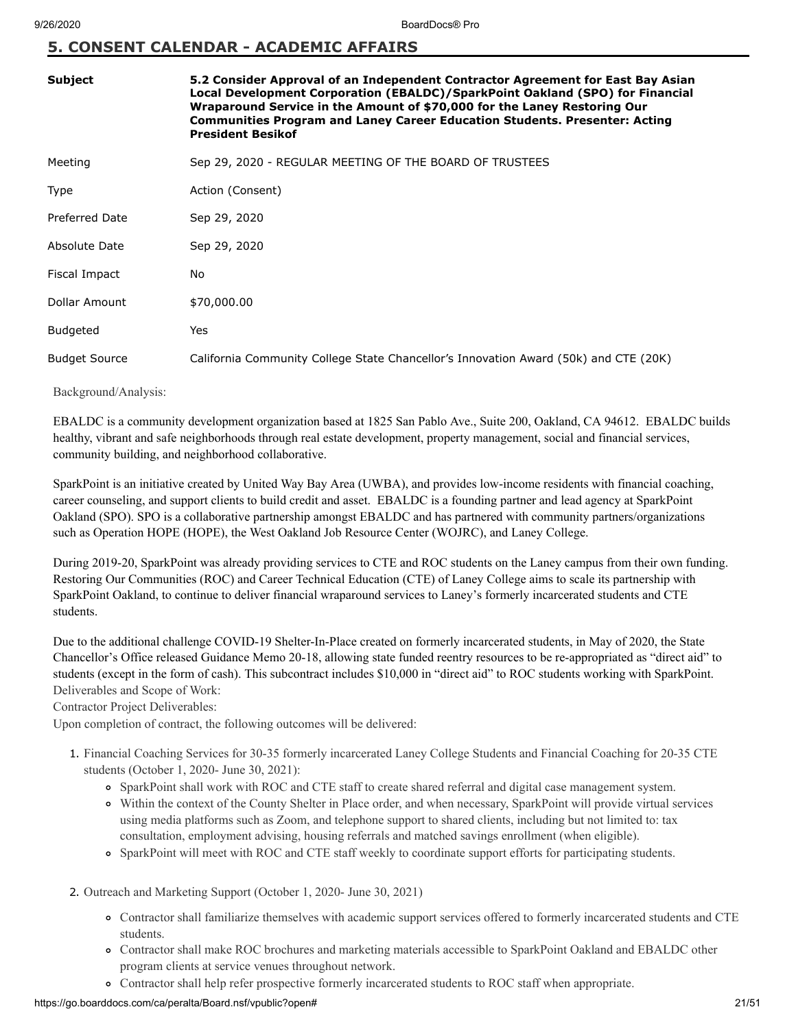## 5. CONSENT CALENDAR - ACADEMIC AFFAIRS

| | |
|---|---|
| **Subject** | **5.2 Consider Approval of an Independent Contractor Agreement for East Bay Asian Local Development Corporation (EBALDC)/SparkPoint Oakland (SPO) for Financial Wraparound Service in the Amount of $70,000 for the Laney Restoring Our Communities Program and Laney Career Education Students. Presenter: Acting President Besikof** |
| Meeting | Sep 29, 2020 - REGULAR MEETING OF THE BOARD OF TRUSTEES |
| Type | Action (Consent) |
| Preferred Date | Sep 29, 2020 |
| Absolute Date | Sep 29, 2020 |
| Fiscal Impact | No |
| Dollar Amount | $70,000.00 |
| Budgeted | Yes |
| Budget Source | California Community College State Chancellor's Innovation Award (50k) and CTE (20K) |

Background/Analysis:

EBALDC is a community development organization based at 1825 San Pablo Ave., Suite 200, Oakland, CA 94612. EBALDC builds healthy, vibrant and safe neighborhoods through real estate development, property management, social and financial services, community building, and neighborhood collaborative.

SparkPoint is an initiative created by United Way Bay Area (UWBA), and provides low-income residents with financial coaching, career counseling, and support clients to build credit and asset. EBALDC is a founding partner and lead agency at SparkPoint Oakland (SPO). SPO is a collaborative partnership amongst EBALDC and has partnered with community partners/organizations such as Operation HOPE (HOPE), the West Oakland Job Resource Center (WOJRC), and Laney College.

During 2019-20, SparkPoint was already providing services to CTE and ROC students on the Laney campus from their own funding. Restoring Our Communities (ROC) and Career Technical Education (CTE) of Laney College aims to scale its partnership with SparkPoint Oakland, to continue to deliver financial wraparound services to Laney's formerly incarcerated students and CTE students.

Due to the additional challenge COVID-19 Shelter-In-Place created on formerly incarcerated students, in May of 2020, the State Chancellor's Office released Guidance Memo 20-18, allowing state funded reentry resources to be re-appropriated as "direct aid" to students (except in the form of cash). This subcontract includes $10,000 in "direct aid" to ROC students working with SparkPoint.

Deliverables and Scope of Work:

Contractor Project Deliverables:

Upon completion of contract, the following outcomes will be delivered:

1. Financial Coaching Services for 30-35 formerly incarcerated Laney College Students and Financial Coaching for 20-35 CTE students (October 1, 2020- June 30, 2021):
   - SparkPoint shall work with ROC and CTE staff to create shared referral and digital case management system.
   - Within the context of the County Shelter in Place order, and when necessary, SparkPoint will provide virtual services using media platforms such as Zoom, and telephone support to shared clients, including but not limited to: tax consultation, employment advising, housing referrals and matched savings enrollment (when eligible).
   - SparkPoint will meet with ROC and CTE staff weekly to coordinate support efforts for participating students.

2. Outreach and Marketing Support (October 1, 2020- June 30, 2021)
   - Contractor shall familiarize themselves with academic support services offered to formerly incarcerated students and CTE students.
   - Contractor shall make ROC brochures and marketing materials accessible to SparkPoint Oakland and EBALDC other program clients at service venues throughout network.
   - Contractor shall help refer prospective formerly incarcerated students to ROC staff when appropriate.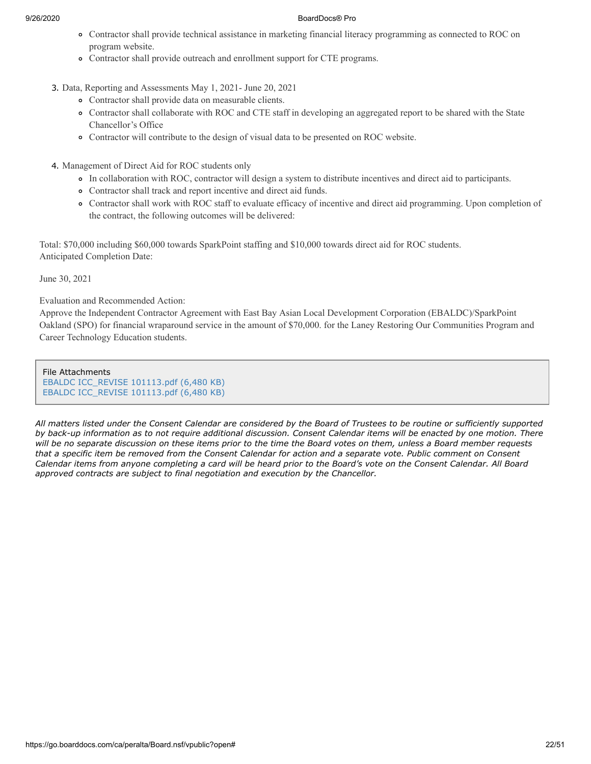- Contractor shall provide technical assistance in marketing financial literacy programming as connected to ROC on program website.
- Contractor shall provide outreach and enrollment support for CTE programs.

3. Data, Reporting and Assessments May 1, 2021- June 20, 2021
    - Contractor shall provide data on measurable clients.
    - Contractor shall collaborate with ROC and CTE staff in developing an aggregated report to be shared with the State Chancellor's Office
    - Contractor will contribute to the design of visual data to be presented on ROC website.

4. Management of Direct Aid for ROC students only
    - In collaboration with ROC, contractor will design a system to distribute incentives and direct aid to participants.
    - Contractor shall track and report incentive and direct aid funds.
    - Contractor shall work with ROC staff to evaluate efficacy of incentive and direct aid programming. Upon completion of the contract, the following outcomes will be delivered:

Total: $70,000 including $60,000 towards SparkPoint staffing and $10,000 towards direct aid for ROC students.
Anticipated Completion Date:

June 30, 2021

Evaluation and Recommended Action:
Approve the Independent Contractor Agreement with East Bay Asian Local Development Corporation (EBALDC)/SparkPoint Oakland (SPO) for financial wraparound service in the amount of $70,000. for the Laney Restoring Our Communities Program and Career Technology Education students.

File Attachments
EBALDC ICC_REVISE 101113.pdf (6,480 KB)
EBALDC ICC_REVISE 101113.pdf (6,480 KB)

*All matters listed under the Consent Calendar are considered by the Board of Trustees to be routine or sufficiently supported by back-up information as to not require additional discussion. Consent Calendar items will be enacted by one motion. There will be no separate discussion on these items prior to the time the Board votes on them, unless a Board member requests that a specific item be removed from the Consent Calendar for action and a separate vote. Public comment on Consent Calendar items from anyone completing a card will be heard prior to the Board's vote on the Consent Calendar. All Board approved contracts are subject to final negotiation and execution by the Chancellor.*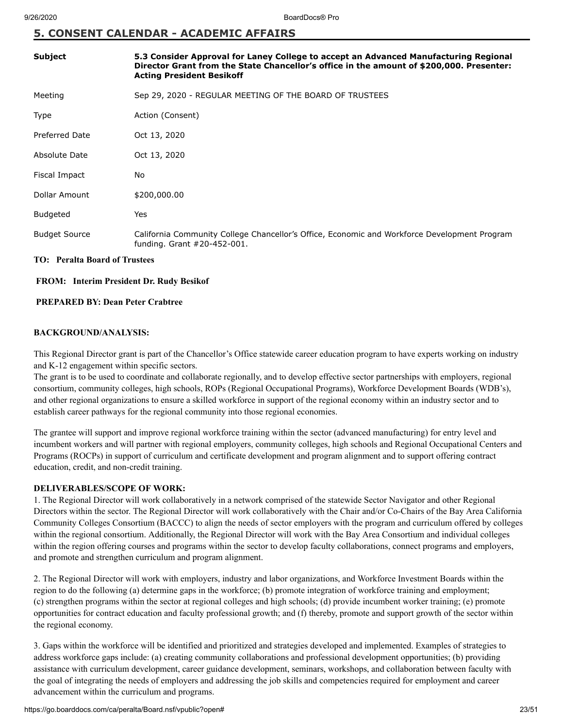## 5. CONSENT CALENDAR - ACADEMIC AFFAIRS

| | |
|---|---|
| **Subject** | **5.3 Consider Approval for Laney College to accept an Advanced Manufacturing Regional Director Grant from the State Chancellor's office in the amount of $200,000. Presenter: Acting President Besikoff** |
| Meeting | Sep 29, 2020 - REGULAR MEETING OF THE BOARD OF TRUSTEES |
| Type | Action (Consent) |
| Preferred Date | Oct 13, 2020 |
| Absolute Date | Oct 13, 2020 |
| Fiscal Impact | No |
| Dollar Amount | $200,000.00 |
| Budgeted | Yes |
| Budget Source | California Community College Chancellor's Office, Economic and Workforce Development Program funding. Grant #20-452-001. |

**TO: Peralta Board of Trustees**

**FROM: Interim President Dr. Rudy Besikof**

**PREPARED BY: Dean Peter Crabtree**

**BACKGROUND/ANALYSIS:**

This Regional Director grant is part of the Chancellor's Office statewide career education program to have experts working on industry and K-12 engagement within specific sectors.

The grant is to be used to coordinate and collaborate regionally, and to develop effective sector partnerships with employers, regional consortium, community colleges, high schools, ROPs (Regional Occupational Programs), Workforce Development Boards (WDB's), and other regional organizations to ensure a skilled workforce in support of the regional economy within an industry sector and to establish career pathways for the regional community into those regional economies.

The grantee will support and improve regional workforce training within the sector (advanced manufacturing) for entry level and incumbent workers and will partner with regional employers, community colleges, high schools and Regional Occupational Centers and Programs (ROCPs) in support of curriculum and certificate development and program alignment and to support offering contract education, credit, and non-credit training.

**DELIVERABLES/SCOPE OF WORK:**

1. The Regional Director will work collaboratively in a network comprised of the statewide Sector Navigator and other Regional Directors within the sector. The Regional Director will work collaboratively with the Chair and/or Co-Chairs of the Bay Area California Community Colleges Consortium (BACCC) to align the needs of sector employers with the program and curriculum offered by colleges within the regional consortium. Additionally, the Regional Director will work with the Bay Area Consortium and individual colleges within the region offering courses and programs within the sector to develop faculty collaborations, connect programs and employers, and promote and strengthen curriculum and program alignment.

2. The Regional Director will work with employers, industry and labor organizations, and Workforce Investment Boards within the region to do the following (a) determine gaps in the workforce; (b) promote integration of workforce training and employment; (c) strengthen programs within the sector at regional colleges and high schools; (d) provide incumbent worker training; (e) promote opportunities for contract education and faculty professional growth; and (f) thereby, promote and support growth of the sector within the regional economy.

3. Gaps within the workforce will be identified and prioritized and strategies developed and implemented. Examples of strategies to address workforce gaps include: (a) creating community collaborations and professional development opportunities; (b) providing assistance with curriculum development, career guidance development, seminars, workshops, and collaboration between faculty with the goal of integrating the needs of employers and addressing the job skills and competencies required for employment and career advancement within the curriculum and programs.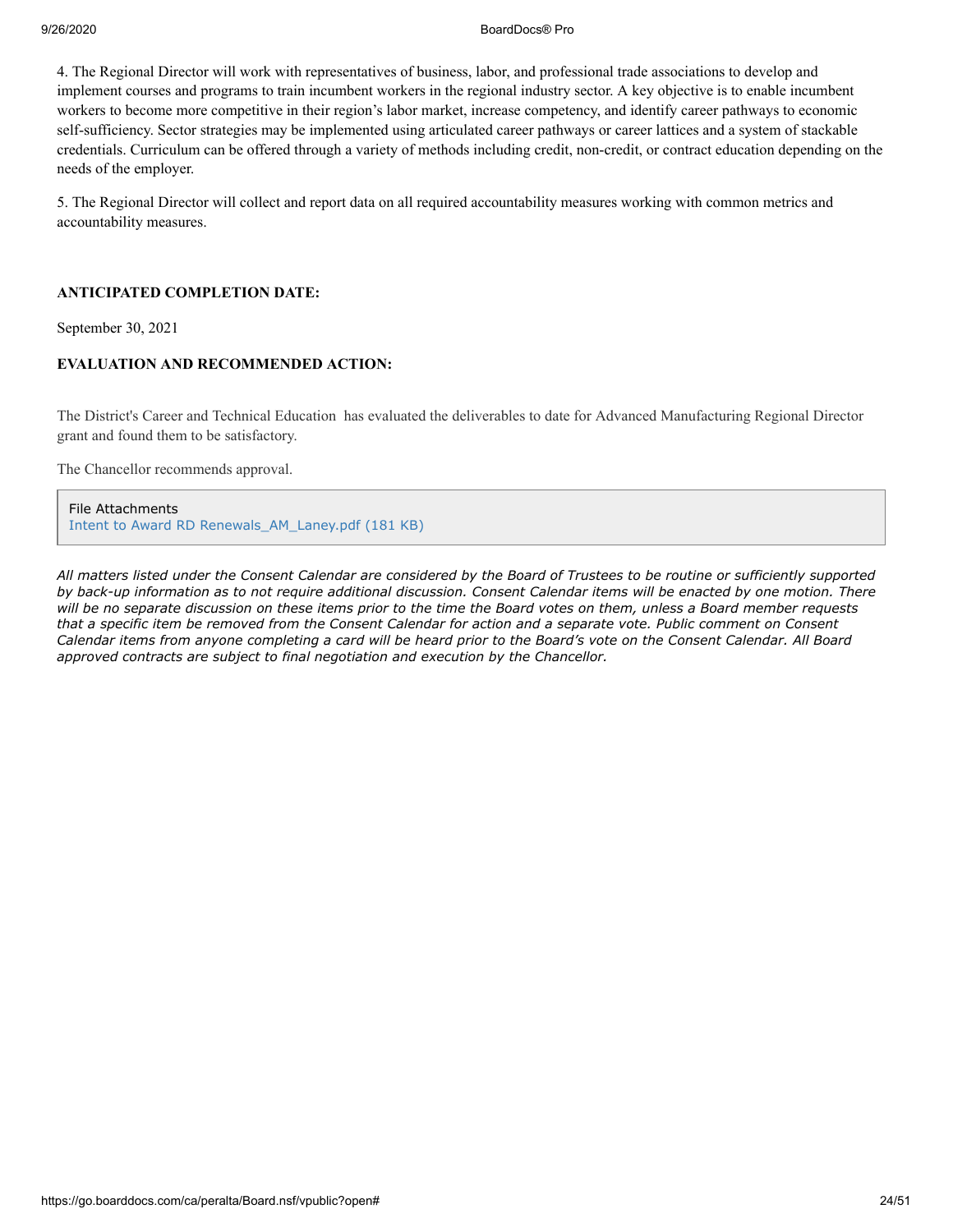4. The Regional Director will work with representatives of business, labor, and professional trade associations to develop and implement courses and programs to train incumbent workers in the regional industry sector. A key objective is to enable incumbent workers to become more competitive in their region's labor market, increase competency, and identify career pathways to economic self-sufficiency. Sector strategies may be implemented using articulated career pathways or career lattices and a system of stackable credentials. Curriculum can be offered through a variety of methods including credit, non-credit, or contract education depending on the needs of the employer.

5. The Regional Director will collect and report data on all required accountability measures working with common metrics and accountability measures.

**ANTICIPATED COMPLETION DATE:**

September 30, 2021

**EVALUATION AND RECOMMENDED ACTION:**

The District's Career and Technical Education has evaluated the deliverables to date for Advanced Manufacturing Regional Director grant and found them to be satisfactory.

The Chancellor recommends approval.

File Attachments
Intent to Award RD Renewals_AM_Laney.pdf (181 KB)

*All matters listed under the Consent Calendar are considered by the Board of Trustees to be routine or sufficiently supported by back-up information as to not require additional discussion. Consent Calendar items will be enacted by one motion. There will be no separate discussion on these items prior to the time the Board votes on them, unless a Board member requests that a specific item be removed from the Consent Calendar for action and a separate vote. Public comment on Consent Calendar items from anyone completing a card will be heard prior to the Board's vote on the Consent Calendar. All Board approved contracts are subject to final negotiation and execution by the Chancellor.*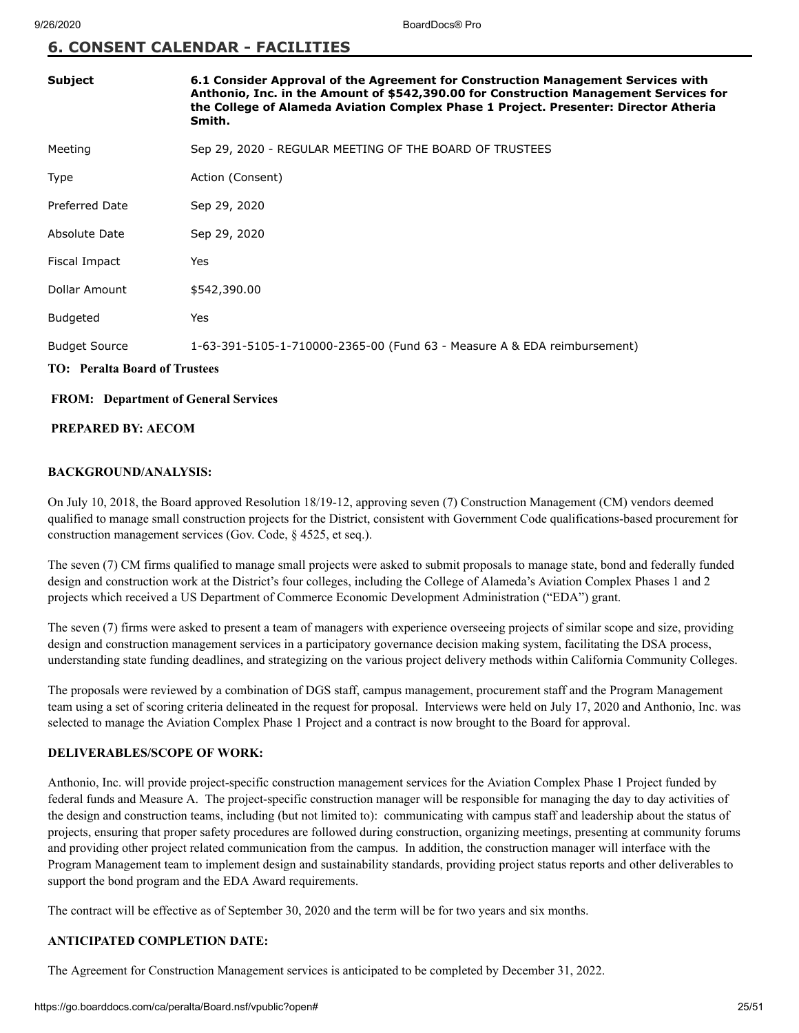## 6. CONSENT CALENDAR - FACILITIES

| | |
|---|---|
| **Subject** | **6.1 Consider Approval of the Agreement for Construction Management Services with Anthonio, Inc. in the Amount of $542,390.00 for Construction Management Services for the College of Alameda Aviation Complex Phase 1 Project. Presenter: Director Atheria Smith.** |
| Meeting | Sep 29, 2020 - REGULAR MEETING OF THE BOARD OF TRUSTEES |
| Type | Action (Consent) |
| Preferred Date | Sep 29, 2020 |
| Absolute Date | Sep 29, 2020 |
| Fiscal Impact | Yes |
| Dollar Amount | $542,390.00 |
| Budgeted | Yes |
| Budget Source | 1-63-391-5105-1-710000-2365-00 (Fund 63 - Measure A & EDA reimbursement) |

**TO: Peralta Board of Trustees**

**FROM: Department of General Services**

**PREPARED BY: AECOM**

**BACKGROUND/ANALYSIS:**

On July 10, 2018, the Board approved Resolution 18/19-12, approving seven (7) Construction Management (CM) vendors deemed qualified to manage small construction projects for the District, consistent with Government Code qualifications-based procurement for construction management services (Gov. Code, § 4525, et seq.).

The seven (7) CM firms qualified to manage small projects were asked to submit proposals to manage state, bond and federally funded design and construction work at the District's four colleges, including the College of Alameda's Aviation Complex Phases 1 and 2 projects which received a US Department of Commerce Economic Development Administration ("EDA") grant.

The seven (7) firms were asked to present a team of managers with experience overseeing projects of similar scope and size, providing design and construction management services in a participatory governance decision making system, facilitating the DSA process, understanding state funding deadlines, and strategizing on the various project delivery methods within California Community Colleges.

The proposals were reviewed by a combination of DGS staff, campus management, procurement staff and the Program Management team using a set of scoring criteria delineated in the request for proposal. Interviews were held on July 17, 2020 and Anthonio, Inc. was selected to manage the Aviation Complex Phase 1 Project and a contract is now brought to the Board for approval.

**DELIVERABLES/SCOPE OF WORK:**

Anthonio, Inc. will provide project-specific construction management services for the Aviation Complex Phase 1 Project funded by federal funds and Measure A. The project-specific construction manager will be responsible for managing the day to day activities of the design and construction teams, including (but not limited to): communicating with campus staff and leadership about the status of projects, ensuring that proper safety procedures are followed during construction, organizing meetings, presenting at community forums and providing other project related communication from the campus. In addition, the construction manager will interface with the Program Management team to implement design and sustainability standards, providing project status reports and other deliverables to support the bond program and the EDA Award requirements.

The contract will be effective as of September 30, 2020 and the term will be for two years and six months.

**ANTICIPATED COMPLETION DATE:**

The Agreement for Construction Management services is anticipated to be completed by December 31, 2022.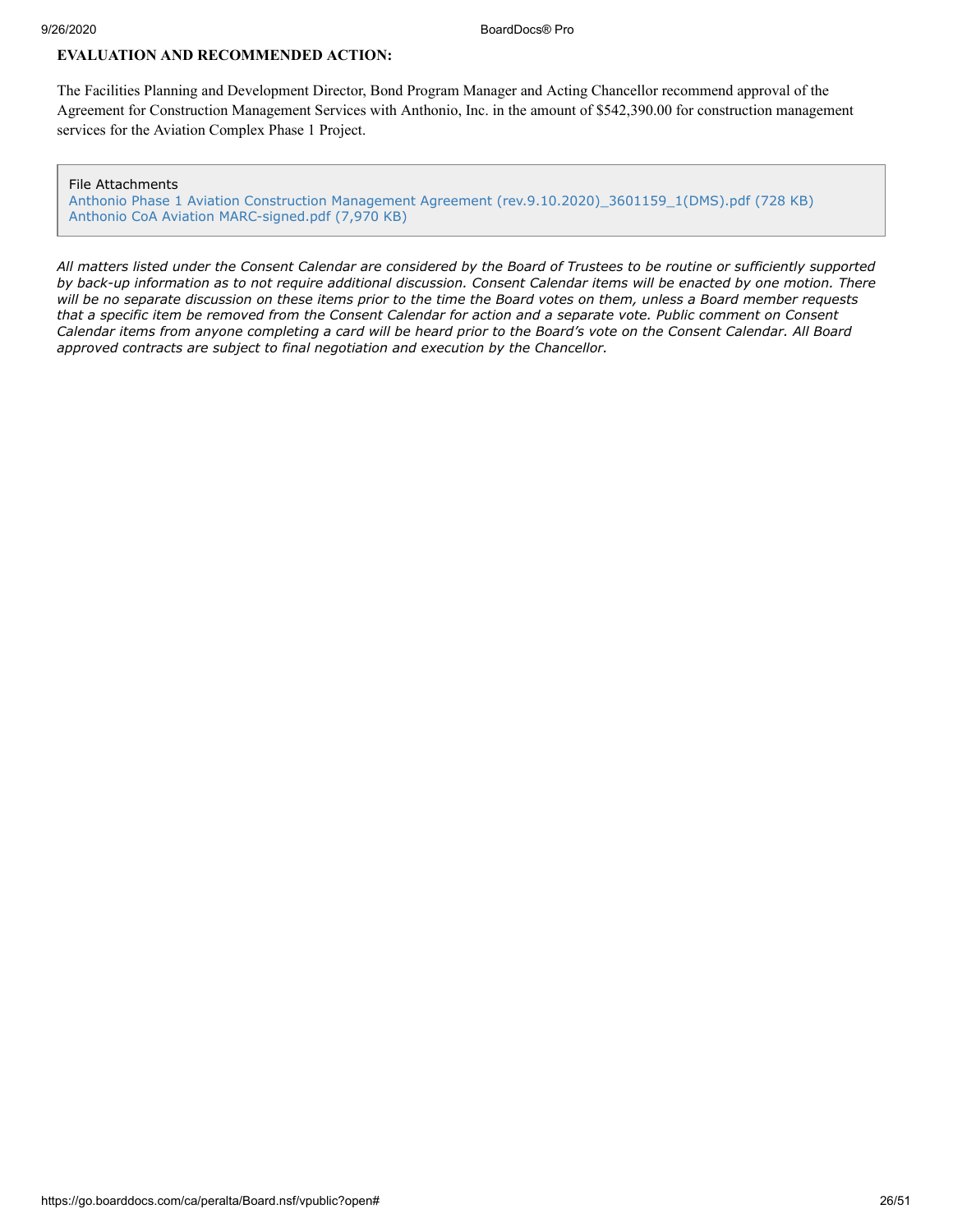**EVALUATION AND RECOMMENDED ACTION:**

The Facilities Planning and Development Director, Bond Program Manager and Acting Chancellor recommend approval of the Agreement for Construction Management Services with Anthonio, Inc. in the amount of $542,390.00 for construction management services for the Aviation Complex Phase 1 Project.

File Attachments
Anthonio Phase 1 Aviation Construction Management Agreement (rev.9.10.2020)_3601159_1(DMS).pdf (728 KB)
Anthonio CoA Aviation MARC-signed.pdf (7,970 KB)

*All matters listed under the Consent Calendar are considered by the Board of Trustees to be routine or sufficiently supported by back-up information as to not require additional discussion. Consent Calendar items will be enacted by one motion. There will be no separate discussion on these items prior to the time the Board votes on them, unless a Board member requests that a specific item be removed from the Consent Calendar for action and a separate vote. Public comment on Consent Calendar items from anyone completing a card will be heard prior to the Board's vote on the Consent Calendar. All Board approved contracts are subject to final negotiation and execution by the Chancellor.*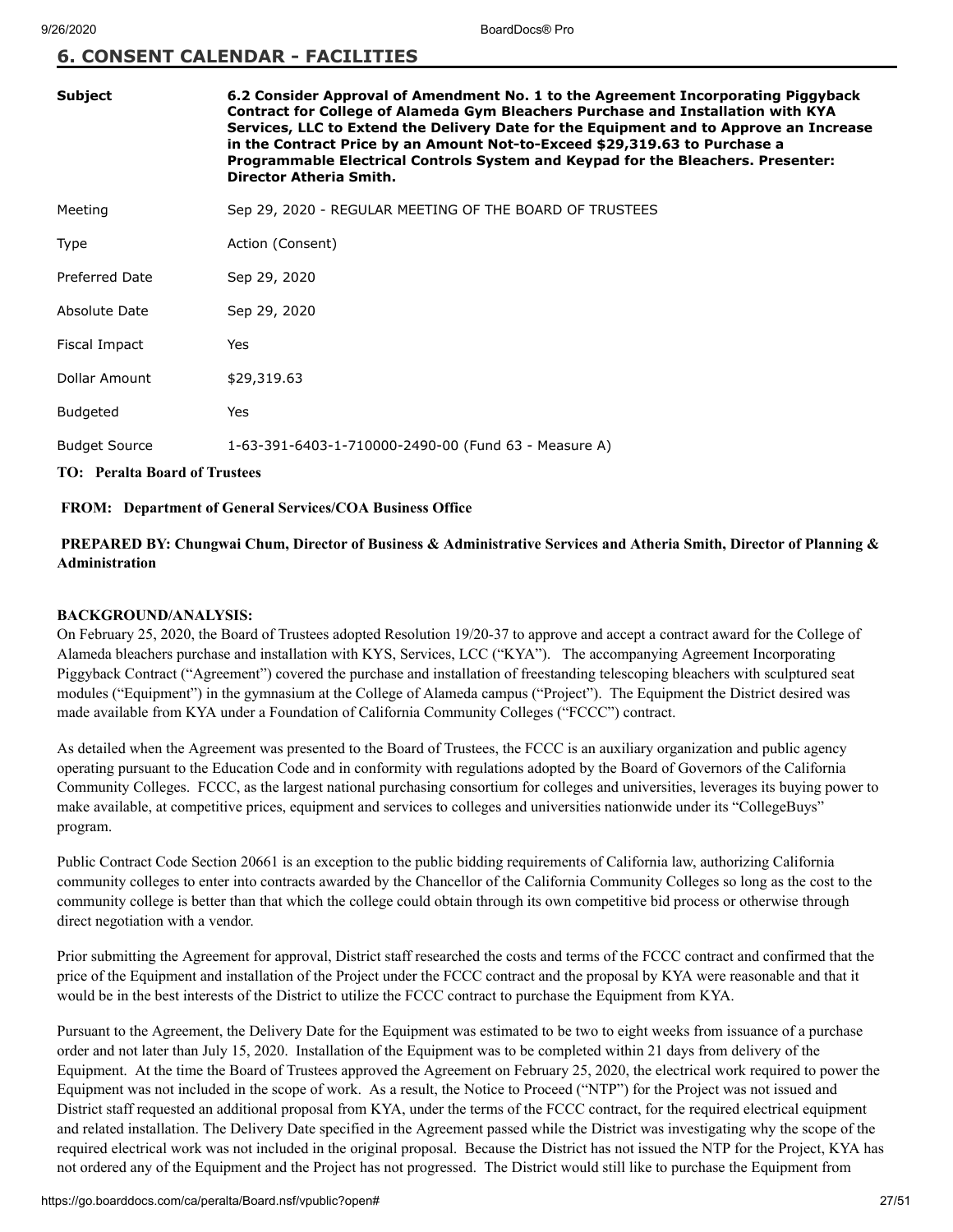## 6. CONSENT CALENDAR - FACILITIES

| | |
|---|---|
| **Subject** | **6.2 Consider Approval of Amendment No. 1 to the Agreement Incorporating Piggyback Contract for College of Alameda Gym Bleachers Purchase and Installation with KYA Services, LLC to Extend the Delivery Date for the Equipment and to Approve an Increase in the Contract Price by an Amount Not-to-Exceed $29,319.63 to Purchase a Programmable Electrical Controls System and Keypad for the Bleachers. Presenter: Director Atheria Smith.** |
| Meeting | Sep 29, 2020 - REGULAR MEETING OF THE BOARD OF TRUSTEES |
| Type | Action (Consent) |
| Preferred Date | Sep 29, 2020 |
| Absolute Date | Sep 29, 2020 |
| Fiscal Impact | Yes |
| Dollar Amount | $29,319.63 |
| Budgeted | Yes |
| Budget Source | 1-63-391-6403-1-710000-2490-00 (Fund 63 - Measure A) |

**TO: Peralta Board of Trustees**

**FROM: Department of General Services/COA Business Office**

**PREPARED BY: Chungwai Chum, Director of Business & Administrative Services and Atheria Smith, Director of Planning & Administration**

**BACKGROUND/ANALYSIS:**

On February 25, 2020, the Board of Trustees adopted Resolution 19/20-37 to approve and accept a contract award for the College of Alameda bleachers purchase and installation with KYS, Services, LCC ("KYA"). The accompanying Agreement Incorporating Piggyback Contract ("Agreement") covered the purchase and installation of freestanding telescoping bleachers with sculptured seat modules ("Equipment") in the gymnasium at the College of Alameda campus ("Project"). The Equipment the District desired was made available from KYA under a Foundation of California Community Colleges ("FCCC") contract.

As detailed when the Agreement was presented to the Board of Trustees, the FCCC is an auxiliary organization and public agency operating pursuant to the Education Code and in conformity with regulations adopted by the Board of Governors of the California Community Colleges. FCCC, as the largest national purchasing consortium for colleges and universities, leverages its buying power to make available, at competitive prices, equipment and services to colleges and universities nationwide under its "CollegeBuys" program.

Public Contract Code Section 20661 is an exception to the public bidding requirements of California law, authorizing California community colleges to enter into contracts awarded by the Chancellor of the California Community Colleges so long as the cost to the community college is better than that which the college could obtain through its own competitive bid process or otherwise through direct negotiation with a vendor.

Prior submitting the Agreement for approval, District staff researched the costs and terms of the FCCC contract and confirmed that the price of the Equipment and installation of the Project under the FCCC contract and the proposal by KYA were reasonable and that it would be in the best interests of the District to utilize the FCCC contract to purchase the Equipment from KYA.

Pursuant to the Agreement, the Delivery Date for the Equipment was estimated to be two to eight weeks from issuance of a purchase order and not later than July 15, 2020. Installation of the Equipment was to be completed within 21 days from delivery of the Equipment. At the time the Board of Trustees approved the Agreement on February 25, 2020, the electrical work required to power the Equipment was not included in the scope of work. As a result, the Notice to Proceed ("NTP") for the Project was not issued and District staff requested an additional proposal from KYA, under the terms of the FCCC contract, for the required electrical equipment and related installation. The Delivery Date specified in the Agreement passed while the District was investigating why the scope of the required electrical work was not included in the original proposal. Because the District has not issued the NTP for the Project, KYA has not ordered any of the Equipment and the Project has not progressed. The District would still like to purchase the Equipment from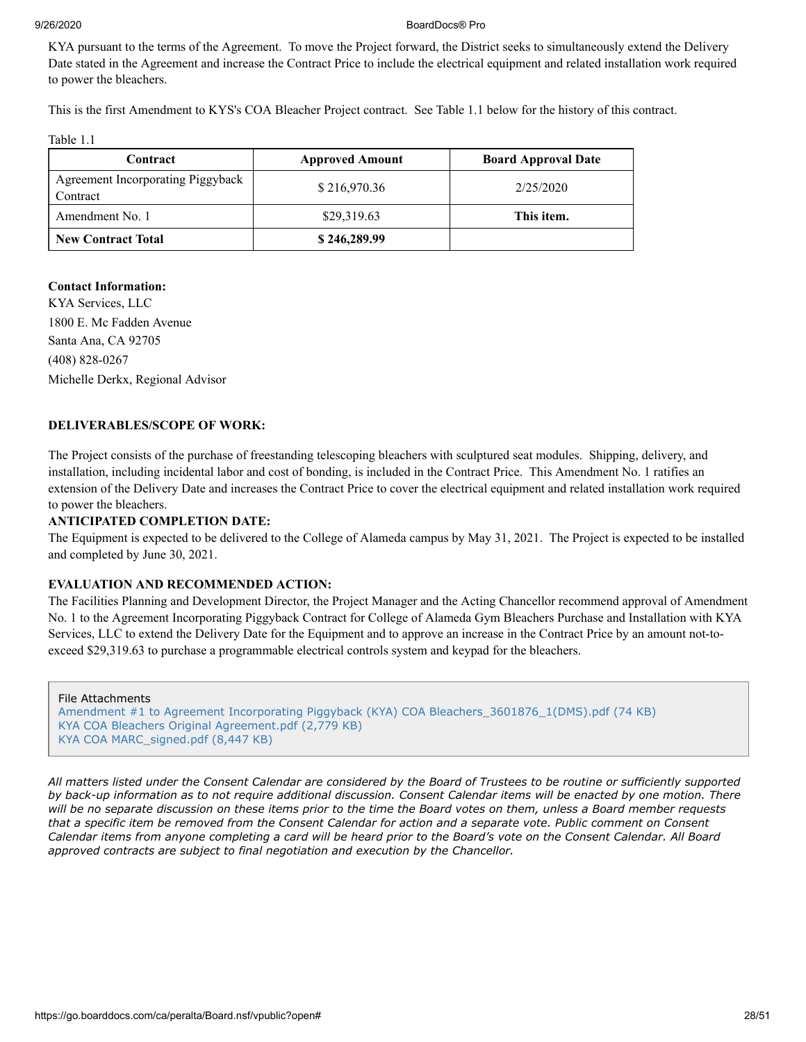KYA pursuant to the terms of the Agreement. To move the Project forward, the District seeks to simultaneously extend the Delivery Date stated in the Agreement and increase the Contract Price to include the electrical equipment and related installation work required to power the bleachers.

This is the first Amendment to KYS's COA Bleacher Project contract. See Table 1.1 below for the history of this contract.

Table 1.1

| Contract | Approved Amount | Board Approval Date |
|---|---|---|
| Agreement Incorporating Piggyback Contract | $ 216,970.36 | 2/25/2020 |
| Amendment No. 1 | $29,319.63 | **This item.** |
| **New Contract Total** | **$ 246,289.99** | |

**Contact Information:**
KYA Services, LLC
1800 E. Mc Fadden Avenue
Santa Ana, CA 92705
(408) 828-0267
Michelle Derkx, Regional Advisor

**DELIVERABLES/SCOPE OF WORK:**

The Project consists of the purchase of freestanding telescoping bleachers with sculptured seat modules. Shipping, delivery, and installation, including incidental labor and cost of bonding, is included in the Contract Price. This Amendment No. 1 ratifies an extension of the Delivery Date and increases the Contract Price to cover the electrical equipment and related installation work required to power the bleachers.

**ANTICIPATED COMPLETION DATE:**
The Equipment is expected to be delivered to the College of Alameda campus by May 31, 2021. The Project is expected to be installed and completed by June 30, 2021.

**EVALUATION AND RECOMMENDED ACTION:**
The Facilities Planning and Development Director, the Project Manager and the Acting Chancellor recommend approval of Amendment No. 1 to the Agreement Incorporating Piggyback Contract for College of Alameda Gym Bleachers Purchase and Installation with KYA Services, LLC to extend the Delivery Date for the Equipment and to approve an increase in the Contract Price by an amount not-to-exceed $29,319.63 to purchase a programmable electrical controls system and keypad for the bleachers.

File Attachments
Amendment #1 to Agreement Incorporating Piggyback (KYA) COA Bleachers_3601876_1(DMS).pdf (74 KB)
KYA COA Bleachers Original Agreement.pdf (2,779 KB)
KYA COA MARC_signed.pdf (8,447 KB)

*All matters listed under the Consent Calendar are considered by the Board of Trustees to be routine or sufficiently supported by back-up information as to not require additional discussion. Consent Calendar items will be enacted by one motion. There will be no separate discussion on these items prior to the time the Board votes on them, unless a Board member requests that a specific item be removed from the Consent Calendar for action and a separate vote. Public comment on Consent Calendar items from anyone completing a card will be heard prior to the Board's vote on the Consent Calendar. All Board approved contracts are subject to final negotiation and execution by the Chancellor.*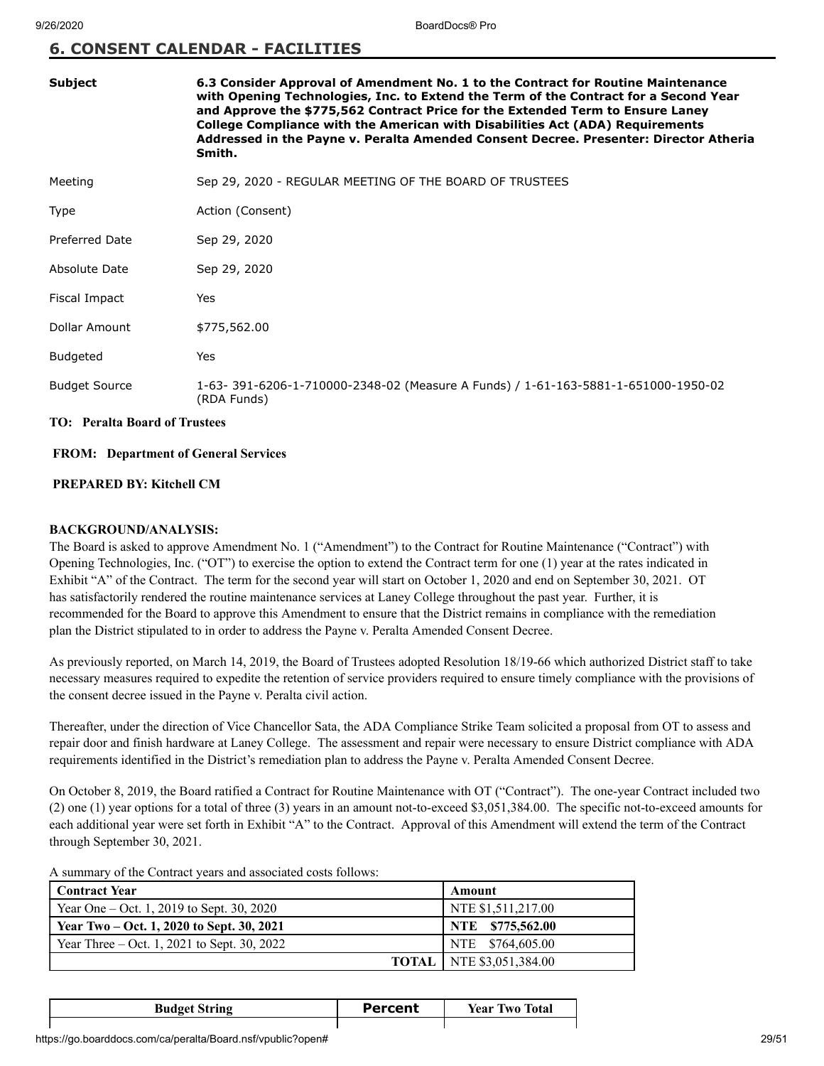## 6. CONSENT CALENDAR - FACILITIES

| | |
|---|---|
| **Subject** | **6.3 Consider Approval of Amendment No. 1 to the Contract for Routine Maintenance with Opening Technologies, Inc. to Extend the Term of the Contract for a Second Year and Approve the $775,562 Contract Price for the Extended Term to Ensure Laney College Compliance with the American with Disabilities Act (ADA) Requirements Addressed in the Payne v. Peralta Amended Consent Decree. Presenter: Director Atheria Smith.** |
| Meeting | Sep 29, 2020 - REGULAR MEETING OF THE BOARD OF TRUSTEES |
| Type | Action (Consent) |
| Preferred Date | Sep 29, 2020 |
| Absolute Date | Sep 29, 2020 |
| Fiscal Impact | Yes |
| Dollar Amount | $775,562.00 |
| Budgeted | Yes |
| Budget Source | 1-63- 391-6206-1-710000-2348-02 (Measure A Funds) / 1-61-163-5881-1-651000-1950-02 (RDA Funds) |

**TO: Peralta Board of Trustees**

**FROM: Department of General Services**

**PREPARED BY: Kitchell CM**

**BACKGROUND/ANALYSIS:**

The Board is asked to approve Amendment No. 1 ("Amendment") to the Contract for Routine Maintenance ("Contract") with Opening Technologies, Inc. ("OT") to exercise the option to extend the Contract term for one (1) year at the rates indicated in Exhibit "A" of the Contract. The term for the second year will start on October 1, 2020 and end on September 30, 2021. OT has satisfactorily rendered the routine maintenance services at Laney College throughout the past year. Further, it is recommended for the Board to approve this Amendment to ensure that the District remains in compliance with the remediation plan the District stipulated to in order to address the Payne v. Peralta Amended Consent Decree.

As previously reported, on March 14, 2019, the Board of Trustees adopted Resolution 18/19-66 which authorized District staff to take necessary measures required to expedite the retention of service providers required to ensure timely compliance with the provisions of the consent decree issued in the Payne v. Peralta civil action.

Thereafter, under the direction of Vice Chancellor Sata, the ADA Compliance Strike Team solicited a proposal from OT to assess and repair door and finish hardware at Laney College. The assessment and repair were necessary to ensure District compliance with ADA requirements identified in the District's remediation plan to address the Payne v. Peralta Amended Consent Decree.

On October 8, 2019, the Board ratified a Contract for Routine Maintenance with OT ("Contract"). The one-year Contract included two (2) one (1) year options for a total of three (3) years in an amount not-to-exceed $3,051,384.00. The specific not-to-exceed amounts for each additional year were set forth in Exhibit "A" to the Contract. Approval of this Amendment will extend the term of the Contract through September 30, 2021.

A summary of the Contract years and associated costs follows:

| Contract Year | Amount |
|---|---|
| Year One – Oct. 1, 2019 to Sept. 30, 2020 | NTE $1,511,217.00 |
| **Year Two – Oct. 1, 2020 to Sept. 30, 2021** | **NTE $775,562.00** |
| Year Three – Oct. 1, 2021 to Sept. 30, 2022 | NTE $764,605.00 |
| **TOTAL** | NTE $3,051,384.00 |

| Budget String | Percent | Year Two Total |
|---|---|---|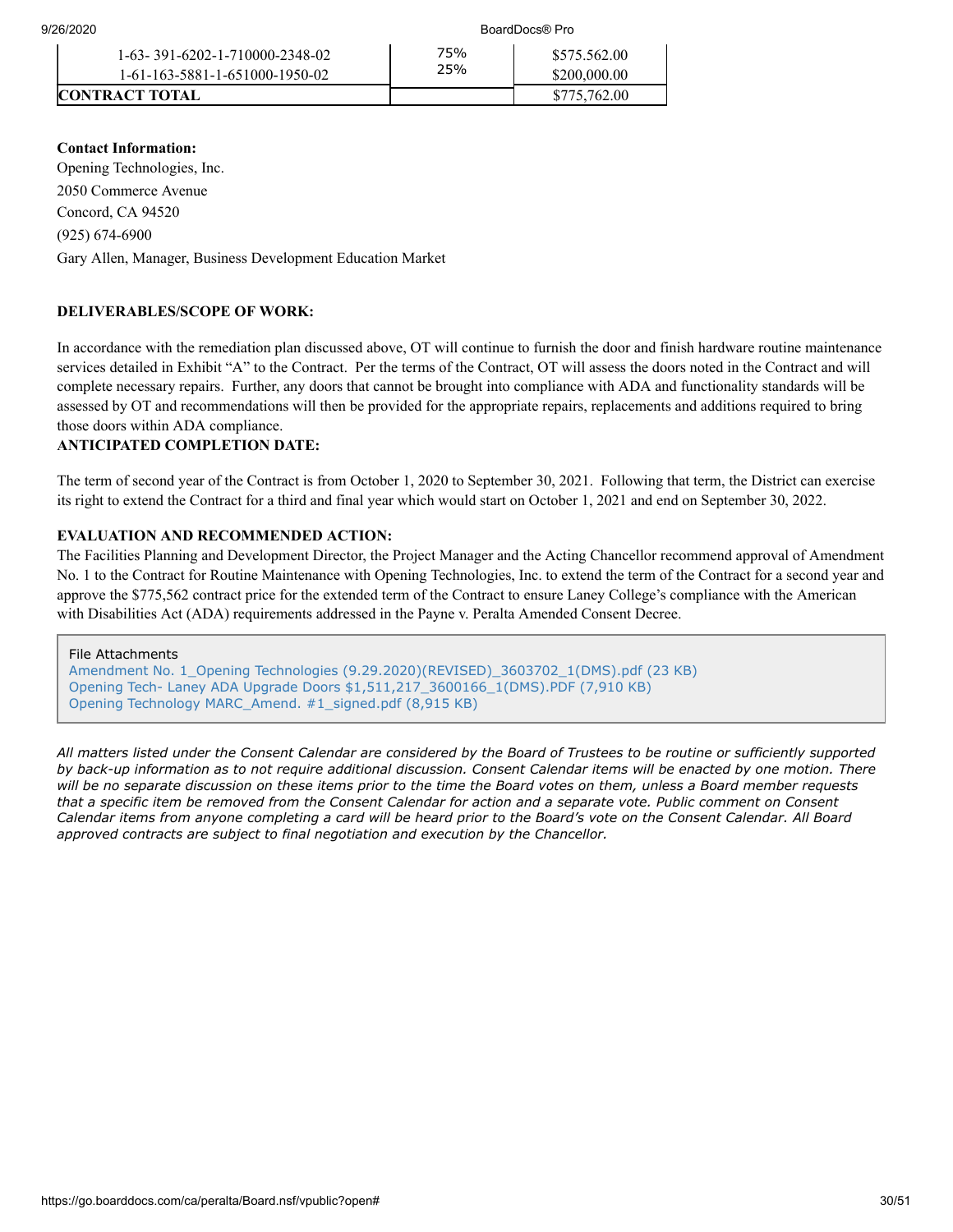| | | |
|---|---|---|
| 1-63- 391-6202-1-710000-2348-02<br>1-61-163-5881-1-651000-1950-02 | 75%<br>25% | $575.562.00<br>$200,000.00 |
| **CONTRACT TOTAL** | | $775,762.00 |

**Contact Information:**

Opening Technologies, Inc.

2050 Commerce Avenue

Concord, CA 94520

(925) 674-6900

Gary Allen, Manager, Business Development Education Market

**DELIVERABLES/SCOPE OF WORK:**

In accordance with the remediation plan discussed above, OT will continue to furnish the door and finish hardware routine maintenance services detailed in Exhibit "A" to the Contract. Per the terms of the Contract, OT will assess the doors noted in the Contract and will complete necessary repairs. Further, any doors that cannot be brought into compliance with ADA and functionality standards will be assessed by OT and recommendations will then be provided for the appropriate repairs, replacements and additions required to bring those doors within ADA compliance.

**ANTICIPATED COMPLETION DATE:**

The term of second year of the Contract is from October 1, 2020 to September 30, 2021. Following that term, the District can exercise its right to extend the Contract for a third and final year which would start on October 1, 2021 and end on September 30, 2022.

**EVALUATION AND RECOMMENDED ACTION:**

The Facilities Planning and Development Director, the Project Manager and the Acting Chancellor recommend approval of Amendment No. 1 to the Contract for Routine Maintenance with Opening Technologies, Inc. to extend the term of the Contract for a second year and approve the $775,562 contract price for the extended term of the Contract to ensure Laney College's compliance with the American with Disabilities Act (ADA) requirements addressed in the Payne v. Peralta Amended Consent Decree.

File Attachments

Amendment No. 1_Opening Technologies (9.29.2020)(REVISED)_3603702_1(DMS).pdf (23 KB)

Opening Tech- Laney ADA Upgrade Doors $1,511,217_3600166_1(DMS).PDF (7,910 KB)

Opening Technology MARC_Amend. #1_signed.pdf (8,915 KB)

*All matters listed under the Consent Calendar are considered by the Board of Trustees to be routine or sufficiently supported by back-up information as to not require additional discussion. Consent Calendar items will be enacted by one motion. There will be no separate discussion on these items prior to the time the Board votes on them, unless a Board member requests that a specific item be removed from the Consent Calendar for action and a separate vote. Public comment on Consent Calendar items from anyone completing a card will be heard prior to the Board's vote on the Consent Calendar. All Board approved contracts are subject to final negotiation and execution by the Chancellor.*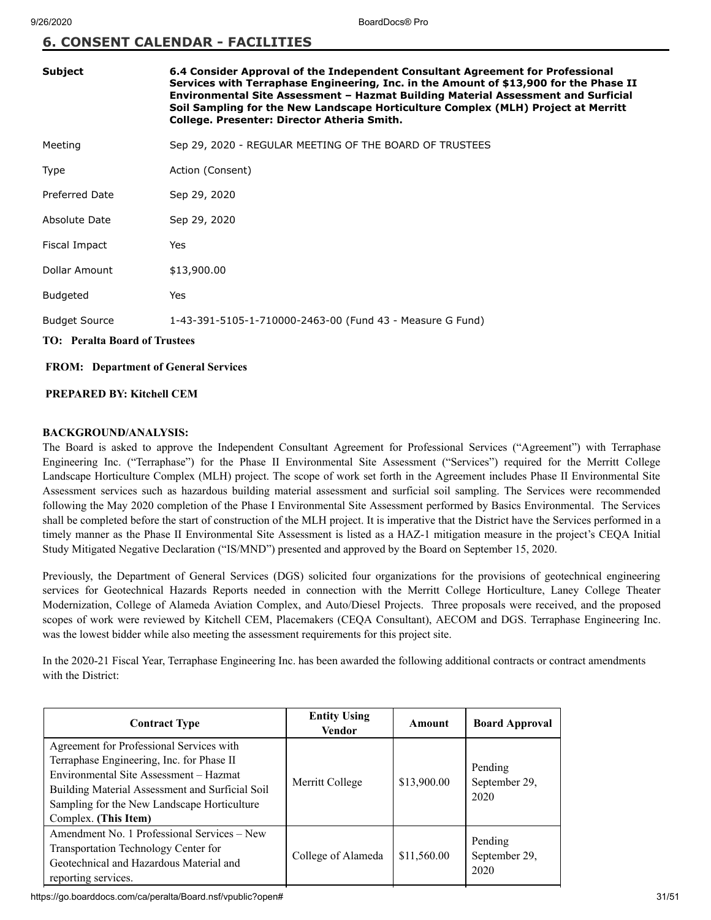## 6. CONSENT CALENDAR - FACILITIES

| | |
|---|---|
| **Subject** | **6.4 Consider Approval of the Independent Consultant Agreement for Professional Services with Terraphase Engineering, Inc. in the Amount of $13,900 for the Phase II Environmental Site Assessment – Hazmat Building Material Assessment and Surficial Soil Sampling for the New Landscape Horticulture Complex (MLH) Project at Merritt College. Presenter: Director Atheria Smith.** |
| Meeting | Sep 29, 2020 - REGULAR MEETING OF THE BOARD OF TRUSTEES |
| Type | Action (Consent) |
| Preferred Date | Sep 29, 2020 |
| Absolute Date | Sep 29, 2020 |
| Fiscal Impact | Yes |
| Dollar Amount | $13,900.00 |
| Budgeted | Yes |
| Budget Source | 1-43-391-5105-1-710000-2463-00 (Fund 43 - Measure G Fund) |

**TO: Peralta Board of Trustees**

**FROM: Department of General Services**

**PREPARED BY: Kitchell CEM**

**BACKGROUND/ANALYSIS:**

The Board is asked to approve the Independent Consultant Agreement for Professional Services ("Agreement") with Terraphase Engineering Inc. ("Terraphase") for the Phase II Environmental Site Assessment ("Services") required for the Merritt College Landscape Horticulture Complex (MLH) project. The scope of work set forth in the Agreement includes Phase II Environmental Site Assessment services such as hazardous building material assessment and surficial soil sampling. The Services were recommended following the May 2020 completion of the Phase I Environmental Site Assessment performed by Basics Environmental. The Services shall be completed before the start of construction of the MLH project. It is imperative that the District have the Services performed in a timely manner as the Phase II Environmental Site Assessment is listed as a HAZ-1 mitigation measure in the project's CEQA Initial Study Mitigated Negative Declaration ("IS/MND") presented and approved by the Board on September 15, 2020.

Previously, the Department of General Services (DGS) solicited four organizations for the provisions of geotechnical engineering services for Geotechnical Hazards Reports needed in connection with the Merritt College Horticulture, Laney College Theater Modernization, College of Alameda Aviation Complex, and Auto/Diesel Projects. Three proposals were received, and the proposed scopes of work were reviewed by Kitchell CEM, Placemakers (CEQA Consultant), AECOM and DGS. Terraphase Engineering Inc. was the lowest bidder while also meeting the assessment requirements for this project site.

In the 2020-21 Fiscal Year, Terraphase Engineering Inc. has been awarded the following additional contracts or contract amendments with the District:

| Contract Type | Entity Using Vendor | Amount | Board Approval |
|---|---|---|---|
| Agreement for Professional Services with Terraphase Engineering, Inc. for Phase II Environmental Site Assessment – Hazmat Building Material Assessment and Surficial Soil Sampling for the New Landscape Horticulture Complex. **(This Item)** | Merritt College | $13,900.00 | Pending September 29, 2020 |
| Amendment No. 1 Professional Services – New Transportation Technology Center for Geotechnical and Hazardous Material and reporting services. | College of Alameda | $11,560.00 | Pending September 29, 2020 |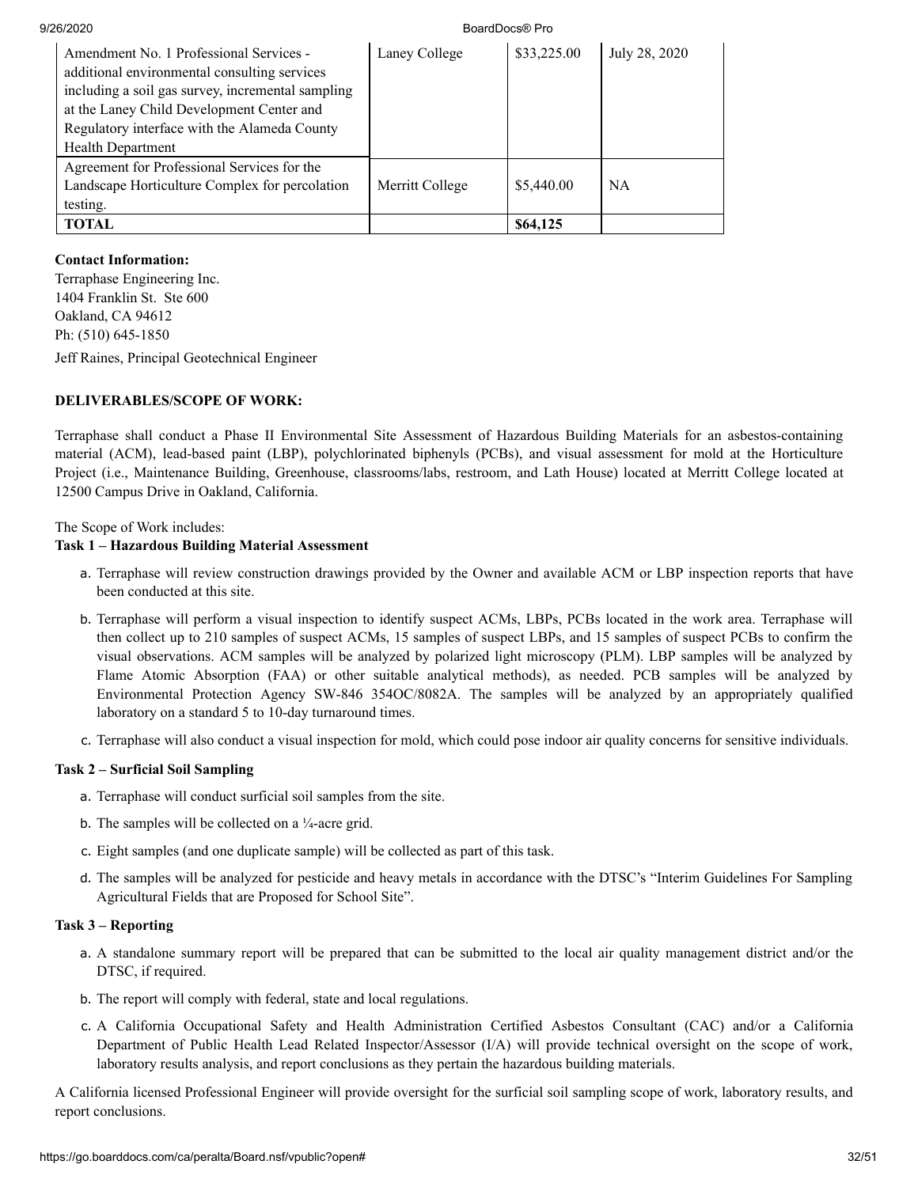| | | | |
|---|---|---|---|
| Amendment No. 1 Professional Services - additional environmental consulting services including a soil gas survey, incremental sampling at the Laney Child Development Center and Regulatory interface with the Alameda County Health Department | Laney College | \$33,225.00 | July 28, 2020 |
| Agreement for Professional Services for the Landscape Horticulture Complex for percolation testing. | Merritt College | \$5,440.00 | NA |
| **TOTAL** | | **\$64,125** | |

**Contact Information:**
Terraphase Engineering Inc.
1404 Franklin St. Ste 600
Oakland, CA 94612
Ph: (510) 645-1850

Jeff Raines, Principal Geotechnical Engineer

**DELIVERABLES/SCOPE OF WORK:**

Terraphase shall conduct a Phase II Environmental Site Assessment of Hazardous Building Materials for an asbestos-containing material (ACM), lead-based paint (LBP), polychlorinated biphenyls (PCBs), and visual assessment for mold at the Horticulture Project (i.e., Maintenance Building, Greenhouse, classrooms/labs, restroom, and Lath House) located at Merritt College located at 12500 Campus Drive in Oakland, California.

The Scope of Work includes:

**Task 1 – Hazardous Building Material Assessment**

a. Terraphase will review construction drawings provided by the Owner and available ACM or LBP inspection reports that have been conducted at this site.
b. Terraphase will perform a visual inspection to identify suspect ACMs, LBPs, PCBs located in the work area. Terraphase will then collect up to 210 samples of suspect ACMs, 15 samples of suspect LBPs, and 15 samples of suspect PCBs to confirm the visual observations. ACM samples will be analyzed by polarized light microscopy (PLM). LBP samples will be analyzed by Flame Atomic Absorption (FAA) or other suitable analytical methods), as needed. PCB samples will be analyzed by Environmental Protection Agency SW-846 354OC/8082A. The samples will be analyzed by an appropriately qualified laboratory on a standard 5 to 10-day turnaround times.
c. Terraphase will also conduct a visual inspection for mold, which could pose indoor air quality concerns for sensitive individuals.

**Task 2 – Surficial Soil Sampling**

a. Terraphase will conduct surficial soil samples from the site.
b. The samples will be collected on a ¼-acre grid.
c. Eight samples (and one duplicate sample) will be collected as part of this task.
d. The samples will be analyzed for pesticide and heavy metals in accordance with the DTSC's "Interim Guidelines For Sampling Agricultural Fields that are Proposed for School Site".

**Task 3 – Reporting**

a. A standalone summary report will be prepared that can be submitted to the local air quality management district and/or the DTSC, if required.
b. The report will comply with federal, state and local regulations.
c. A California Occupational Safety and Health Administration Certified Asbestos Consultant (CAC) and/or a California Department of Public Health Lead Related Inspector/Assessor (I/A) will provide technical oversight on the scope of work, laboratory results analysis, and report conclusions as they pertain the hazardous building materials.

A California licensed Professional Engineer will provide oversight for the surficial soil sampling scope of work, laboratory results, and report conclusions.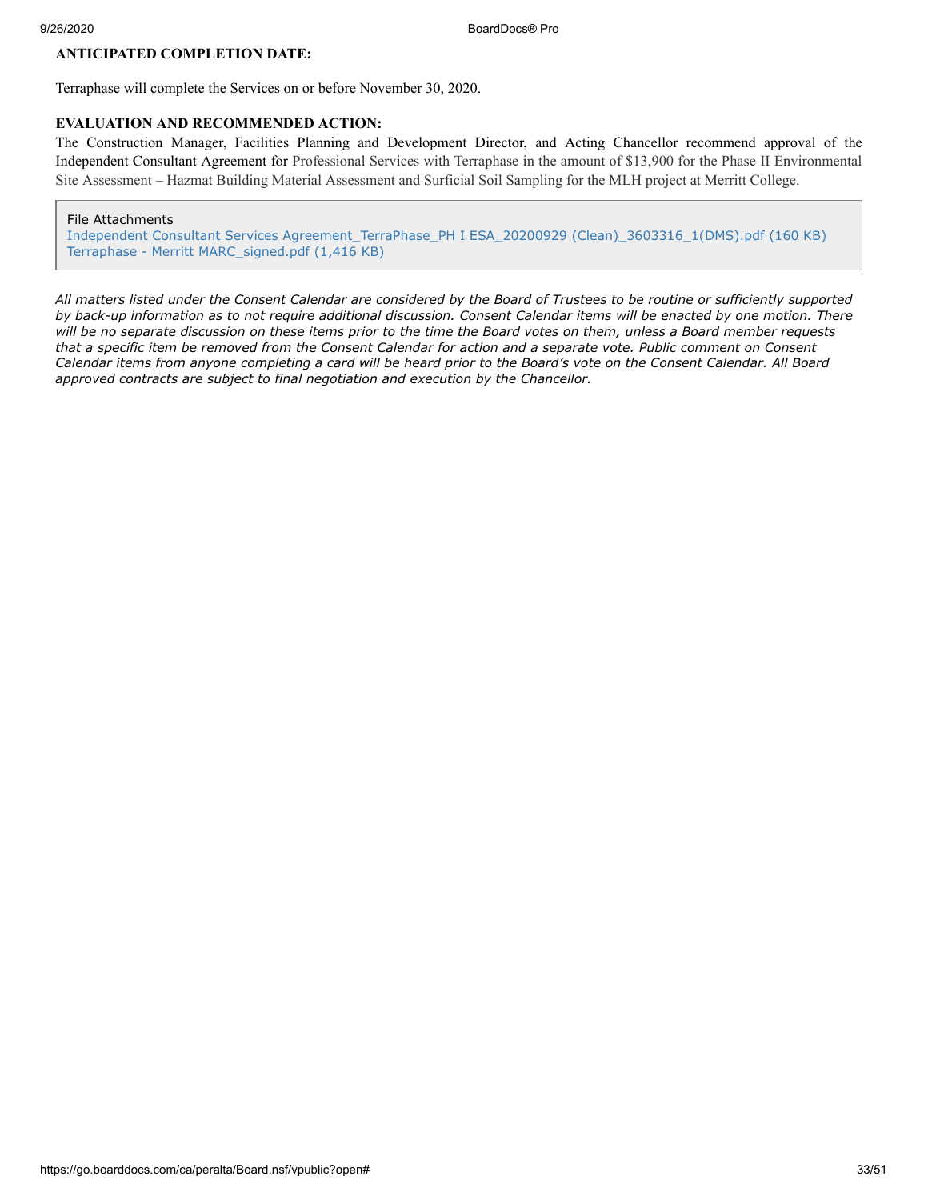**ANTICIPATED COMPLETION DATE:**

Terraphase will complete the Services on or before November 30, 2020.

**EVALUATION AND RECOMMENDED ACTION:**

The Construction Manager, Facilities Planning and Development Director, and Acting Chancellor recommend approval of the Independent Consultant Agreement for Professional Services with Terraphase in the amount of $13,900 for the Phase II Environmental Site Assessment – Hazmat Building Material Assessment and Surficial Soil Sampling for the MLH project at Merritt College.

File Attachments

Independent Consultant Services Agreement_TerraPhase_PH I ESA_20200929 (Clean)_3603316_1(DMS).pdf (160 KB)

Terraphase - Merritt MARC_signed.pdf (1,416 KB)

*All matters listed under the Consent Calendar are considered by the Board of Trustees to be routine or sufficiently supported by back-up information as to not require additional discussion. Consent Calendar items will be enacted by one motion. There will be no separate discussion on these items prior to the time the Board votes on them, unless a Board member requests that a specific item be removed from the Consent Calendar for action and a separate vote. Public comment on Consent Calendar items from anyone completing a card will be heard prior to the Board's vote on the Consent Calendar. All Board approved contracts are subject to final negotiation and execution by the Chancellor.*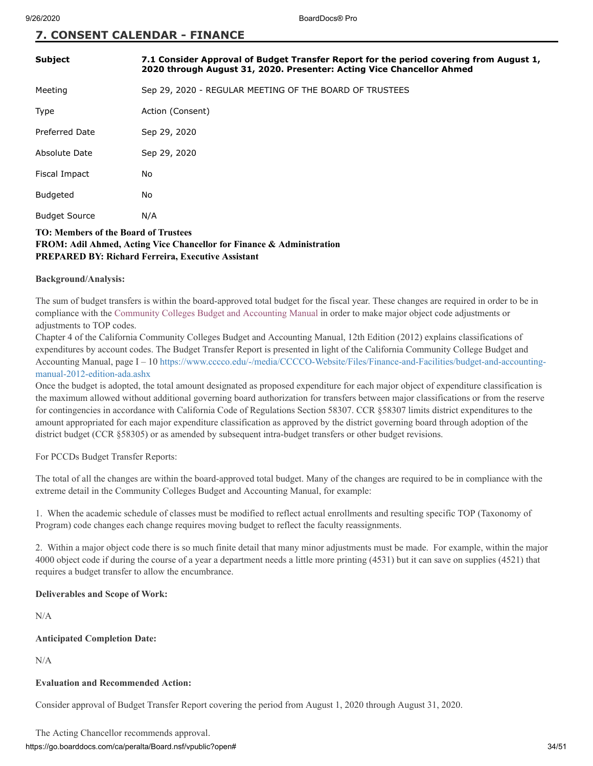## 7. CONSENT CALENDAR - FINANCE

| | |
|---|---|
| **Subject** | **7.1 Consider Approval of Budget Transfer Report for the period covering from August 1, 2020 through August 31, 2020. Presenter: Acting Vice Chancellor Ahmed** |
| Meeting | Sep 29, 2020 - REGULAR MEETING OF THE BOARD OF TRUSTEES |
| Type | Action (Consent) |
| Preferred Date | Sep 29, 2020 |
| Absolute Date | Sep 29, 2020 |
| Fiscal Impact | No |
| Budgeted | No |
| Budget Source | N/A |

**TO: Members of the Board of Trustees**
**FROM: Adil Ahmed, Acting Vice Chancellor for Finance & Administration**
**PREPARED BY: Richard Ferreira, Executive Assistant**

**Background/Analysis:**

The sum of budget transfers is within the board-approved total budget for the fiscal year. These changes are required in order to be in compliance with the Community Colleges Budget and Accounting Manual in order to make major object code adjustments or adjustments to TOP codes.
Chapter 4 of the California Community Colleges Budget and Accounting Manual, 12th Edition (2012) explains classifications of expenditures by account codes. The Budget Transfer Report is presented in light of the California Community College Budget and Accounting Manual, page I – 10 https://www.cccco.edu/-/media/CCCCO-Website/Files/Finance-and-Facilities/budget-and-accounting-manual-2012-edition-ada.ashx
Once the budget is adopted, the total amount designated as proposed expenditure for each major object of expenditure classification is the maximum allowed without additional governing board authorization for transfers between major classifications or from the reserve for contingencies in accordance with California Code of Regulations Section 58307. CCR §58307 limits district expenditures to the amount appropriated for each major expenditure classification as approved by the district governing board through adoption of the district budget (CCR §58305) or as amended by subsequent intra-budget transfers or other budget revisions.

For PCCDs Budget Transfer Reports:

The total of all the changes are within the board-approved total budget. Many of the changes are required to be in compliance with the extreme detail in the Community Colleges Budget and Accounting Manual, for example:

1. When the academic schedule of classes must be modified to reflect actual enrollments and resulting specific TOP (Taxonomy of Program) code changes each change requires moving budget to reflect the faculty reassignments.

2. Within a major object code there is so much finite detail that many minor adjustments must be made. For example, within the major 4000 object code if during the course of a year a department needs a little more printing (4531) but it can save on supplies (4521) that requires a budget transfer to allow the encumbrance.

**Deliverables and Scope of Work:**

N/A

**Anticipated Completion Date:**

N/A

**Evaluation and Recommended Action:**

Consider approval of Budget Transfer Report covering the period from August 1, 2020 through August 31, 2020.

The Acting Chancellor recommends approval.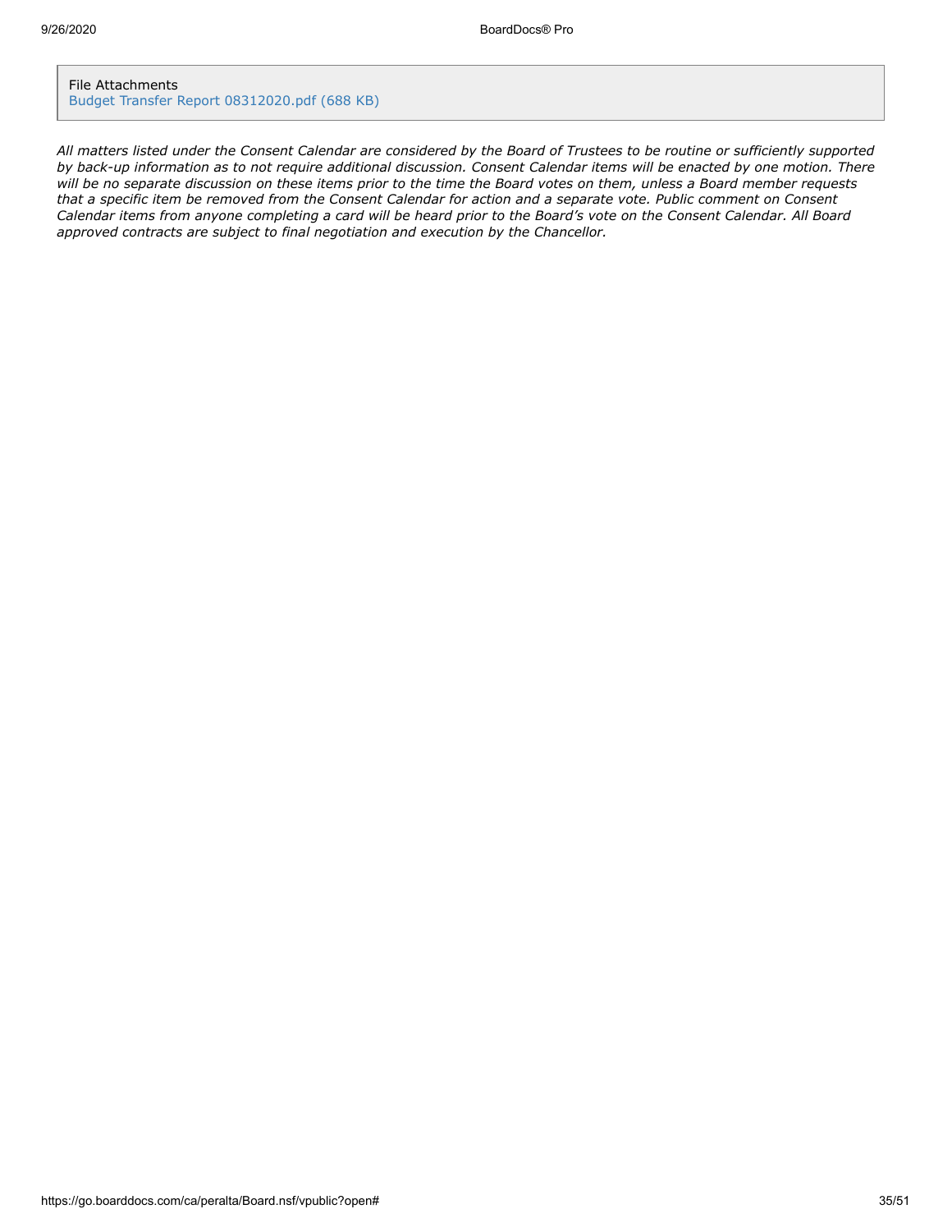File Attachments
Budget Transfer Report 08312020.pdf (688 KB)

*All matters listed under the Consent Calendar are considered by the Board of Trustees to be routine or sufficiently supported by back-up information as to not require additional discussion. Consent Calendar items will be enacted by one motion. There will be no separate discussion on these items prior to the time the Board votes on them, unless a Board member requests that a specific item be removed from the Consent Calendar for action and a separate vote. Public comment on Consent Calendar items from anyone completing a card will be heard prior to the Board's vote on the Consent Calendar. All Board approved contracts are subject to final negotiation and execution by the Chancellor.*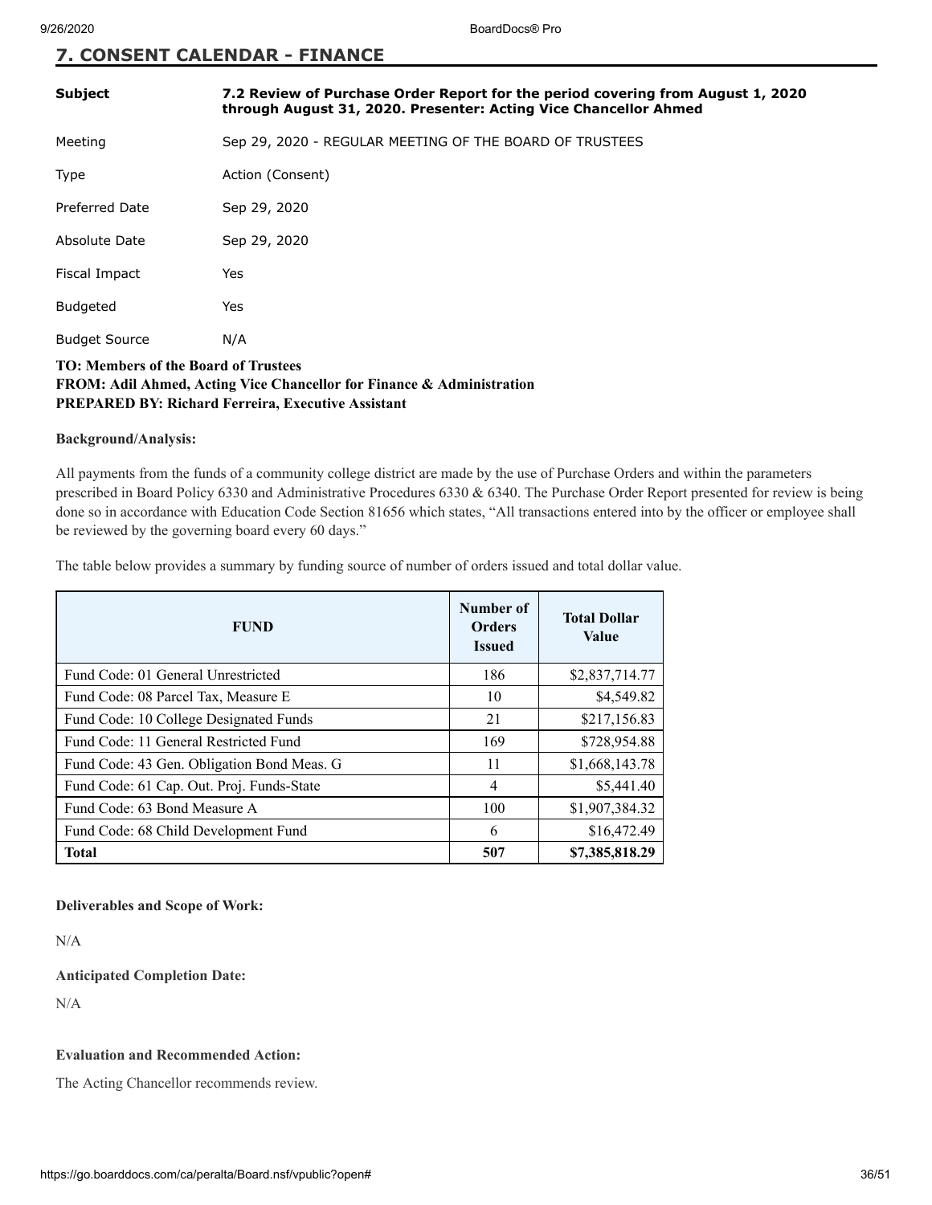## 7. CONSENT CALENDAR - FINANCE

| | |
|---|---|
| **Subject** | **7.2 Review of Purchase Order Report for the period covering from August 1, 2020 through August 31, 2020. Presenter: Acting Vice Chancellor Ahmed** |
| Meeting | Sep 29, 2020 - REGULAR MEETING OF THE BOARD OF TRUSTEES |
| Type | Action (Consent) |
| Preferred Date | Sep 29, 2020 |
| Absolute Date | Sep 29, 2020 |
| Fiscal Impact | Yes |
| Budgeted | Yes |
| Budget Source | N/A |

**TO: Members of the Board of Trustees**
**FROM: Adil Ahmed, Acting Vice Chancellor for Finance & Administration**
**PREPARED BY: Richard Ferreira, Executive Assistant**

**Background/Analysis:**

All payments from the funds of a community college district are made by the use of Purchase Orders and within the parameters prescribed in Board Policy 6330 and Administrative Procedures 6330 & 6340. The Purchase Order Report presented for review is being done so in accordance with Education Code Section 81656 which states, "All transactions entered into by the officer or employee shall be reviewed by the governing board every 60 days."

The table below provides a summary by funding source of number of orders issued and total dollar value.

| FUND | Number of Orders Issued | Total Dollar Value |
|---|---|---|
| Fund Code: 01 General Unrestricted | 186 | $2,837,714.77 |
| Fund Code: 08 Parcel Tax, Measure E | 10 | $4,549.82 |
| Fund Code: 10 College Designated Funds | 21 | $217,156.83 |
| Fund Code: 11 General Restricted Fund | 169 | $728,954.88 |
| Fund Code: 43 Gen. Obligation Bond Meas. G | 11 | $1,668,143.78 |
| Fund Code: 61 Cap. Out. Proj. Funds-State | 4 | $5,441.40 |
| Fund Code: 63 Bond Measure A | 100 | $1,907,384.32 |
| Fund Code: 68 Child Development Fund | 6 | $16,472.49 |
| **Total** | **507** | **$7,385,818.29** |

**Deliverables and Scope of Work:**

N/A

**Anticipated Completion Date:**

N/A

**Evaluation and Recommended Action:**

The Acting Chancellor recommends review.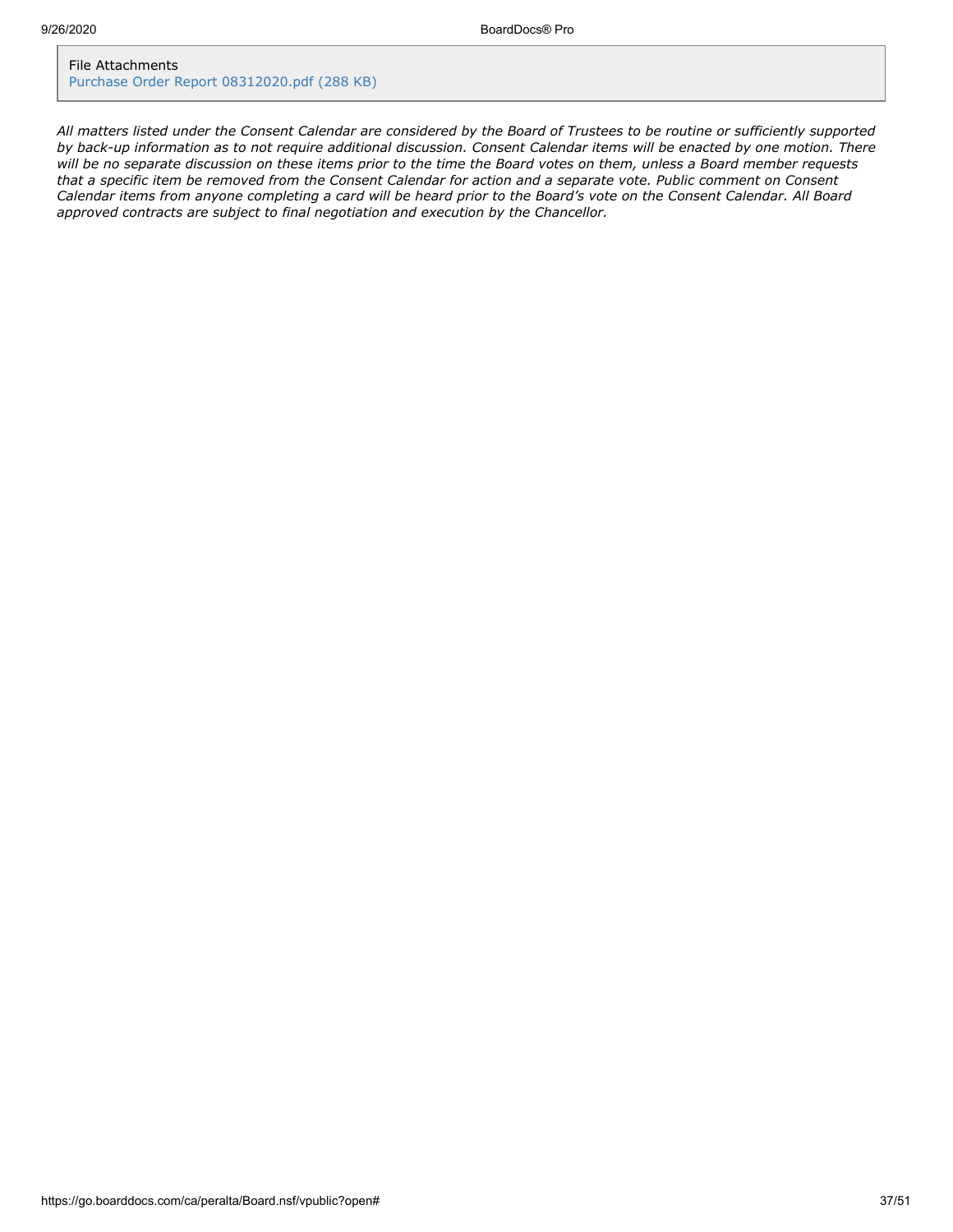File Attachments
Purchase Order Report 08312020.pdf (288 KB)

*All matters listed under the Consent Calendar are considered by the Board of Trustees to be routine or sufficiently supported by back-up information as to not require additional discussion. Consent Calendar items will be enacted by one motion. There will be no separate discussion on these items prior to the time the Board votes on them, unless a Board member requests that a specific item be removed from the Consent Calendar for action and a separate vote. Public comment on Consent Calendar items from anyone completing a card will be heard prior to the Board's vote on the Consent Calendar. All Board approved contracts are subject to final negotiation and execution by the Chancellor.*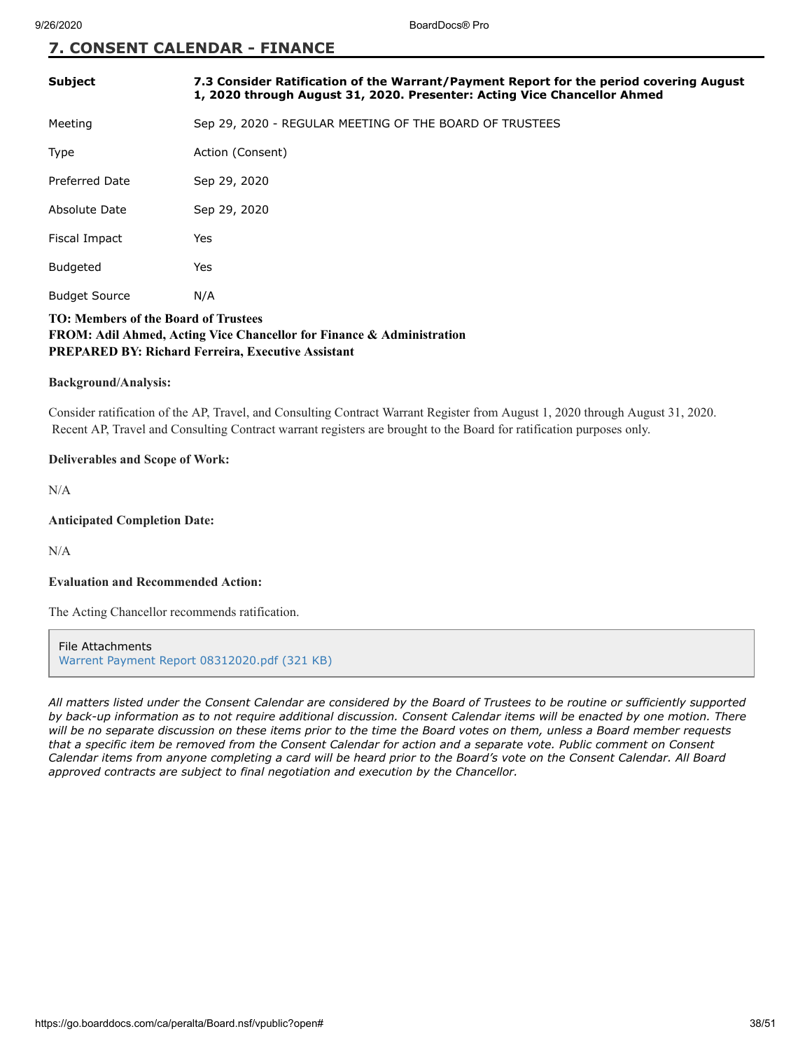## 7. CONSENT CALENDAR - FINANCE

| | |
|---|---|
| **Subject** | **7.3 Consider Ratification of the Warrant/Payment Report for the period covering August 1, 2020 through August 31, 2020. Presenter: Acting Vice Chancellor Ahmed** |
| Meeting | Sep 29, 2020 - REGULAR MEETING OF THE BOARD OF TRUSTEES |
| Type | Action (Consent) |
| Preferred Date | Sep 29, 2020 |
| Absolute Date | Sep 29, 2020 |
| Fiscal Impact | Yes |
| Budgeted | Yes |
| Budget Source | N/A |

**TO: Members of the Board of Trustees**
**FROM: Adil Ahmed, Acting Vice Chancellor for Finance & Administration**
**PREPARED BY: Richard Ferreira, Executive Assistant**

**Background/Analysis:**

Consider ratification of the AP, Travel, and Consulting Contract Warrant Register from August 1, 2020 through August 31, 2020. Recent AP, Travel and Consulting Contract warrant registers are brought to the Board for ratification purposes only.

**Deliverables and Scope of Work:**

N/A

**Anticipated Completion Date:**

N/A

**Evaluation and Recommended Action:**

The Acting Chancellor recommends ratification.

File Attachments
Warrent Payment Report 08312020.pdf (321 KB)

*All matters listed under the Consent Calendar are considered by the Board of Trustees to be routine or sufficiently supported by back-up information as to not require additional discussion. Consent Calendar items will be enacted by one motion. There will be no separate discussion on these items prior to the time the Board votes on them, unless a Board member requests that a specific item be removed from the Consent Calendar for action and a separate vote. Public comment on Consent Calendar items from anyone completing a card will be heard prior to the Board's vote on the Consent Calendar. All Board approved contracts are subject to final negotiation and execution by the Chancellor.*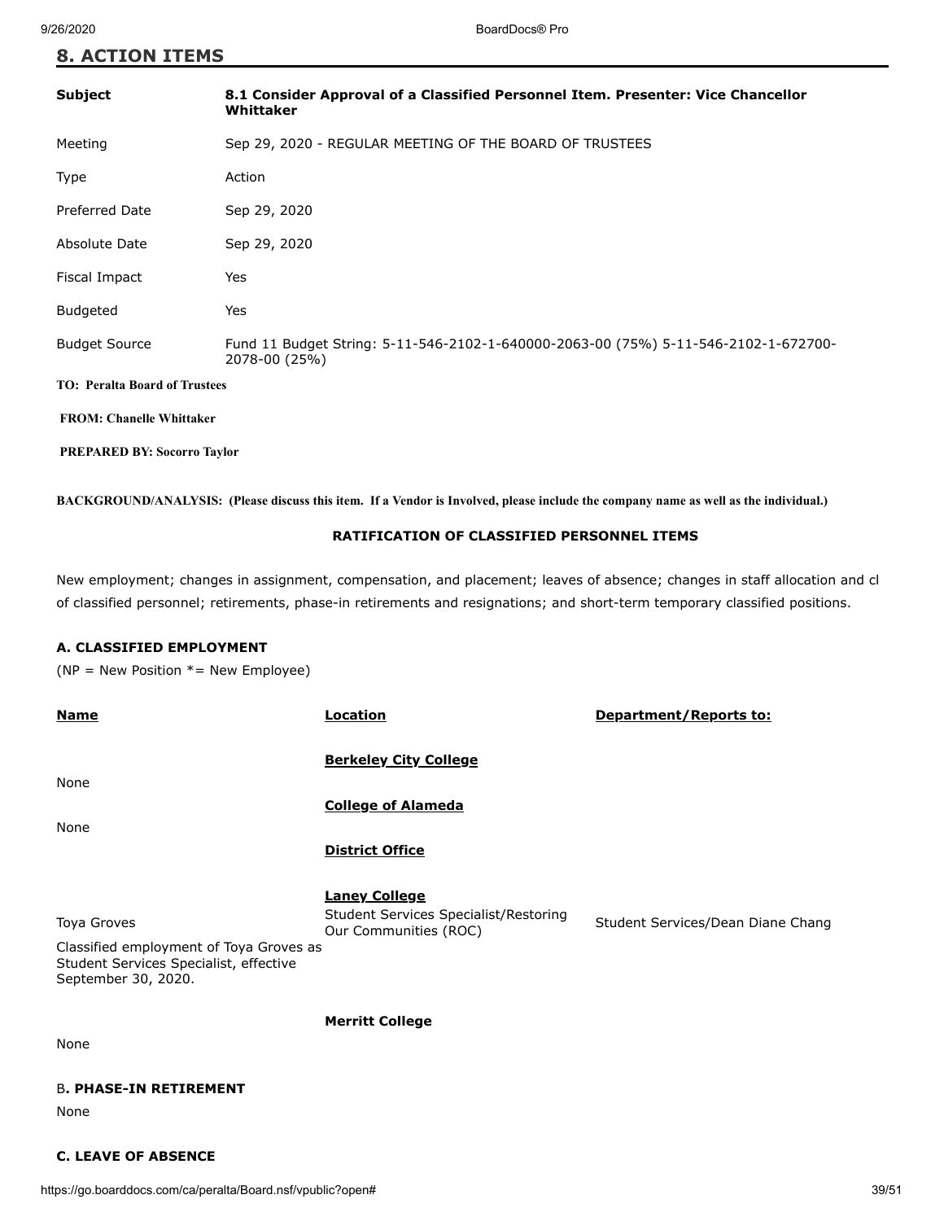## 8. ACTION ITEMS

| | |
|---|---|
| **Subject** | **8.1 Consider Approval of a Classified Personnel Item. Presenter: Vice Chancellor Whittaker** |
| Meeting | Sep 29, 2020 - REGULAR MEETING OF THE BOARD OF TRUSTEES |
| Type | Action |
| Preferred Date | Sep 29, 2020 |
| Absolute Date | Sep 29, 2020 |
| Fiscal Impact | Yes |
| Budgeted | Yes |
| Budget Source | Fund 11 Budget String: 5-11-546-2102-1-640000-2063-00 (75%) 5-11-546-2102-1-672700-2078-00 (25%) |

**TO: Peralta Board of Trustees**

**FROM: Chanelle Whittaker**

**PREPARED BY: Socorro Taylor**

**BACKGROUND/ANALYSIS: (Please discuss this item. If a Vendor is Involved, please include the company name as well as the individual.)**

**RATIFICATION OF CLASSIFIED PERSONNEL ITEMS**

New employment; changes in assignment, compensation, and placement; leaves of absence; changes in staff allocation and cl of classified personnel; retirements, phase-in retirements and resignations; and short-term temporary classified positions.

### A. CLASSIFIED EMPLOYMENT

(NP = New Position *= New Employee)

| **Name** | **Location** | **Department/Reports to:** |
|---|---|---|
| | **Berkeley City College** | |
| None | | |
| | **College of Alameda** | |
| None | | |
| | **District Office** | |
| | **Laney College** | |
| Toya Groves | Student Services Specialist/Restoring Our Communities (ROC) | Student Services/Dean Diane Chang |
| Classified employment of Toya Groves as Student Services Specialist, effective September 30, 2020. | | |
| | **Merritt College** | |
| None | | |

### B. PHASE-IN RETIREMENT

None

### C. LEAVE OF ABSENCE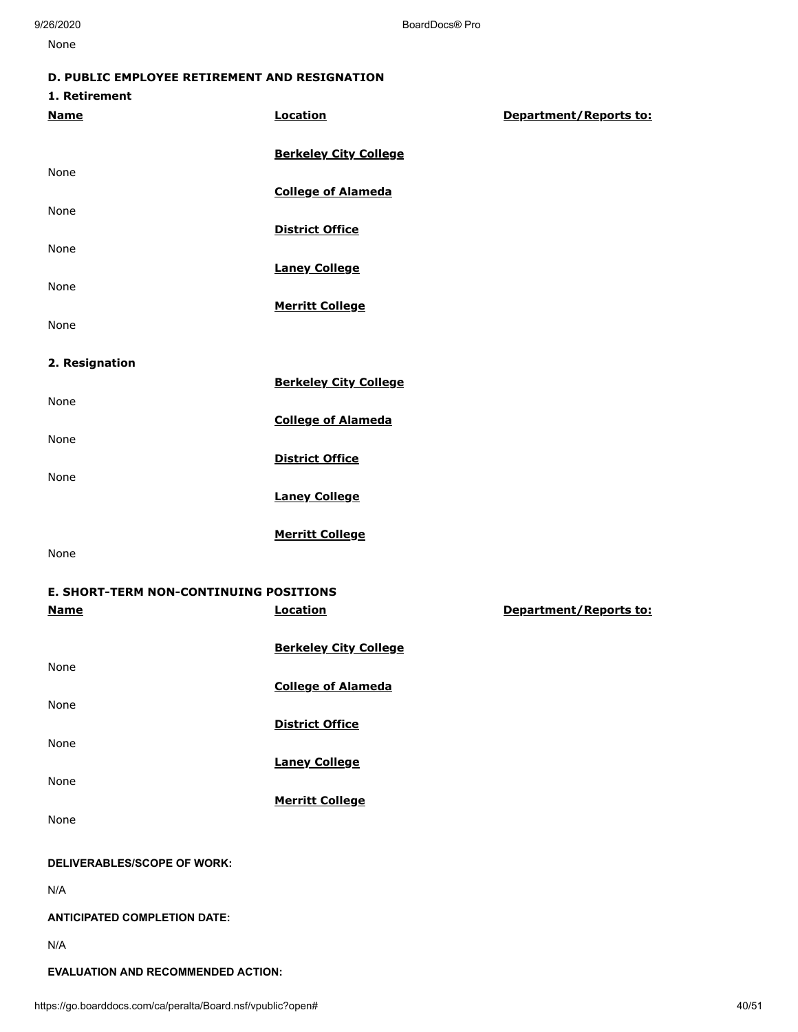None

**D. PUBLIC EMPLOYEE RETIREMENT AND RESIGNATION**

**1. Retirement**

| Name | Location | Department/Reports to: |
|---|---|---|
| | **Berkeley City College** | |
| None | | |
| | **College of Alameda** | |
| None | | |
| | **District Office** | |
| None | | |
| | **Laney College** | |
| None | | |
| | **Merritt College** | |
| None | | |

**2. Resignation**

| | | |
|---|---|---|
| | **Berkeley City College** | |
| None | | |
| | **College of Alameda** | |
| None | | |
| | **District Office** | |
| None | | |
| | **Laney College** | |
| | **Merritt College** | |
| None | | |

**E. SHORT-TERM NON-CONTINUING POSITIONS**

| Name | Location | Department/Reports to: |
|---|---|---|
| | **Berkeley City College** | |
| None | | |
| | **College of Alameda** | |
| None | | |
| | **District Office** | |
| None | | |
| | **Laney College** | |
| None | | |
| | **Merritt College** | |
| None | | |

**DELIVERABLES/SCOPE OF WORK:**

N/A

**ANTICIPATED COMPLETION DATE:**

N/A

**EVALUATION AND RECOMMENDED ACTION:**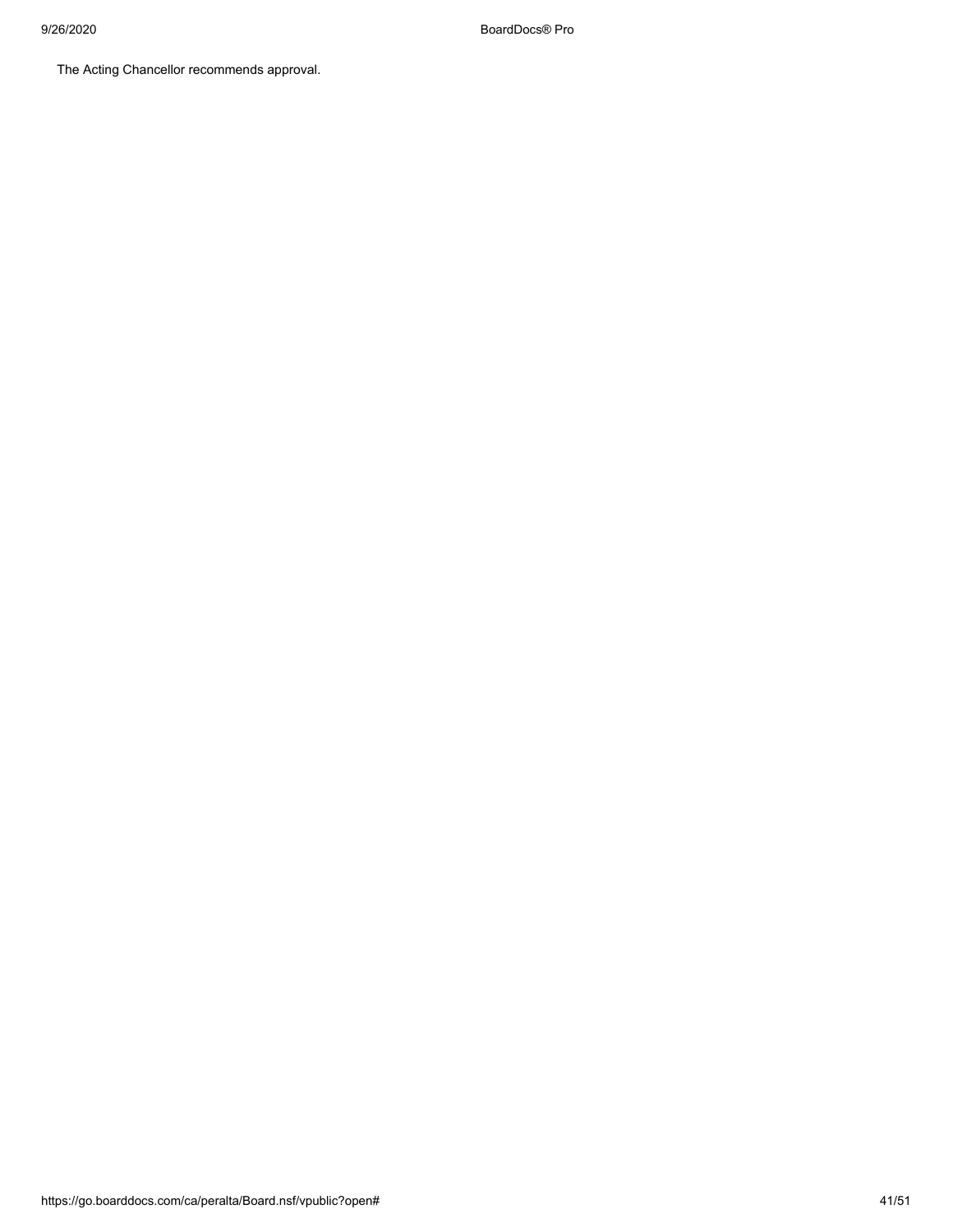The Acting Chancellor recommends approval.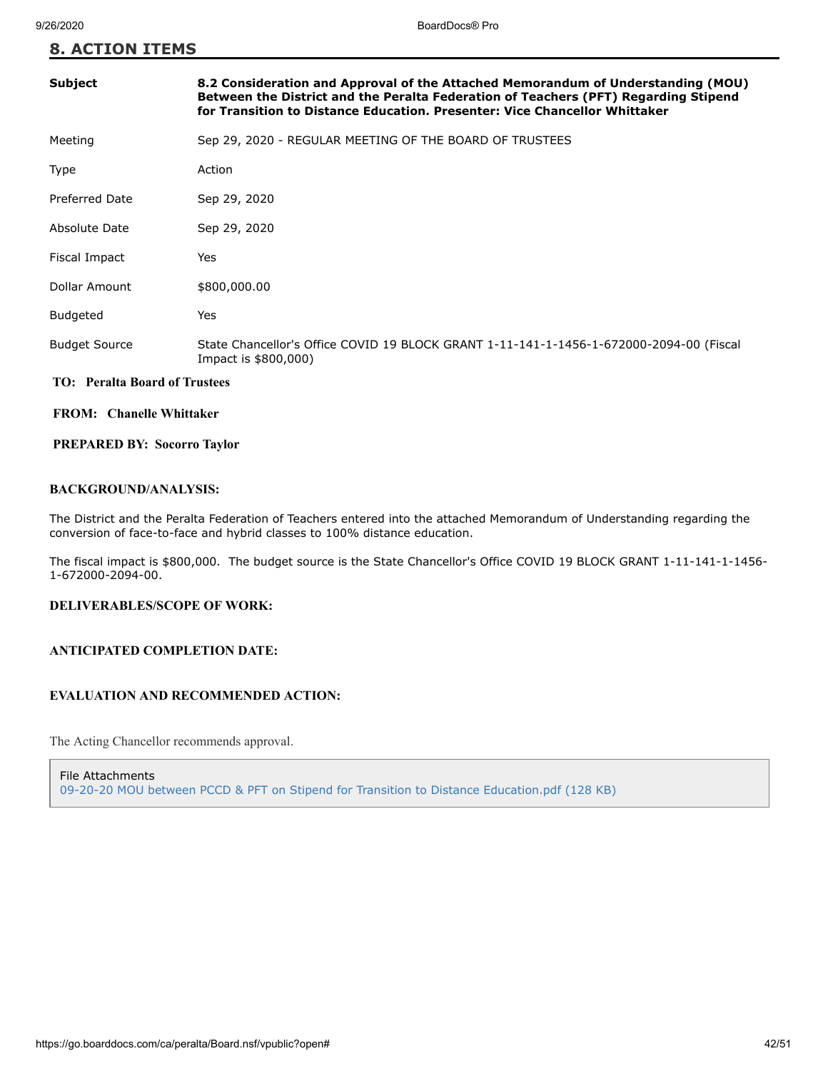## 8. ACTION ITEMS

| | |
|---|---|
| **Subject** | **8.2 Consideration and Approval of the Attached Memorandum of Understanding (MOU) Between the District and the Peralta Federation of Teachers (PFT) Regarding Stipend for Transition to Distance Education. Presenter: Vice Chancellor Whittaker** |
| Meeting | Sep 29, 2020 - REGULAR MEETING OF THE BOARD OF TRUSTEES |
| Type | Action |
| Preferred Date | Sep 29, 2020 |
| Absolute Date | Sep 29, 2020 |
| Fiscal Impact | Yes |
| Dollar Amount | $800,000.00 |
| Budgeted | Yes |
| Budget Source | State Chancellor's Office COVID 19 BLOCK GRANT 1-11-141-1-1456-1-672000-2094-00 (Fiscal Impact is $800,000) |

**TO: Peralta Board of Trustees**

**FROM: Chanelle Whittaker**

**PREPARED BY: Socorro Taylor**

**BACKGROUND/ANALYSIS:**

The District and the Peralta Federation of Teachers entered into the attached Memorandum of Understanding regarding the conversion of face-to-face and hybrid classes to 100% distance education.

The fiscal impact is $800,000. The budget source is the State Chancellor's Office COVID 19 BLOCK GRANT 1-11-141-1-1456-1-672000-2094-00.

**DELIVERABLES/SCOPE OF WORK:**

**ANTICIPATED COMPLETION DATE:**

**EVALUATION AND RECOMMENDED ACTION:**

The Acting Chancellor recommends approval.

File Attachments
09-20-20 MOU between PCCD & PFT on Stipend for Transition to Distance Education.pdf (128 KB)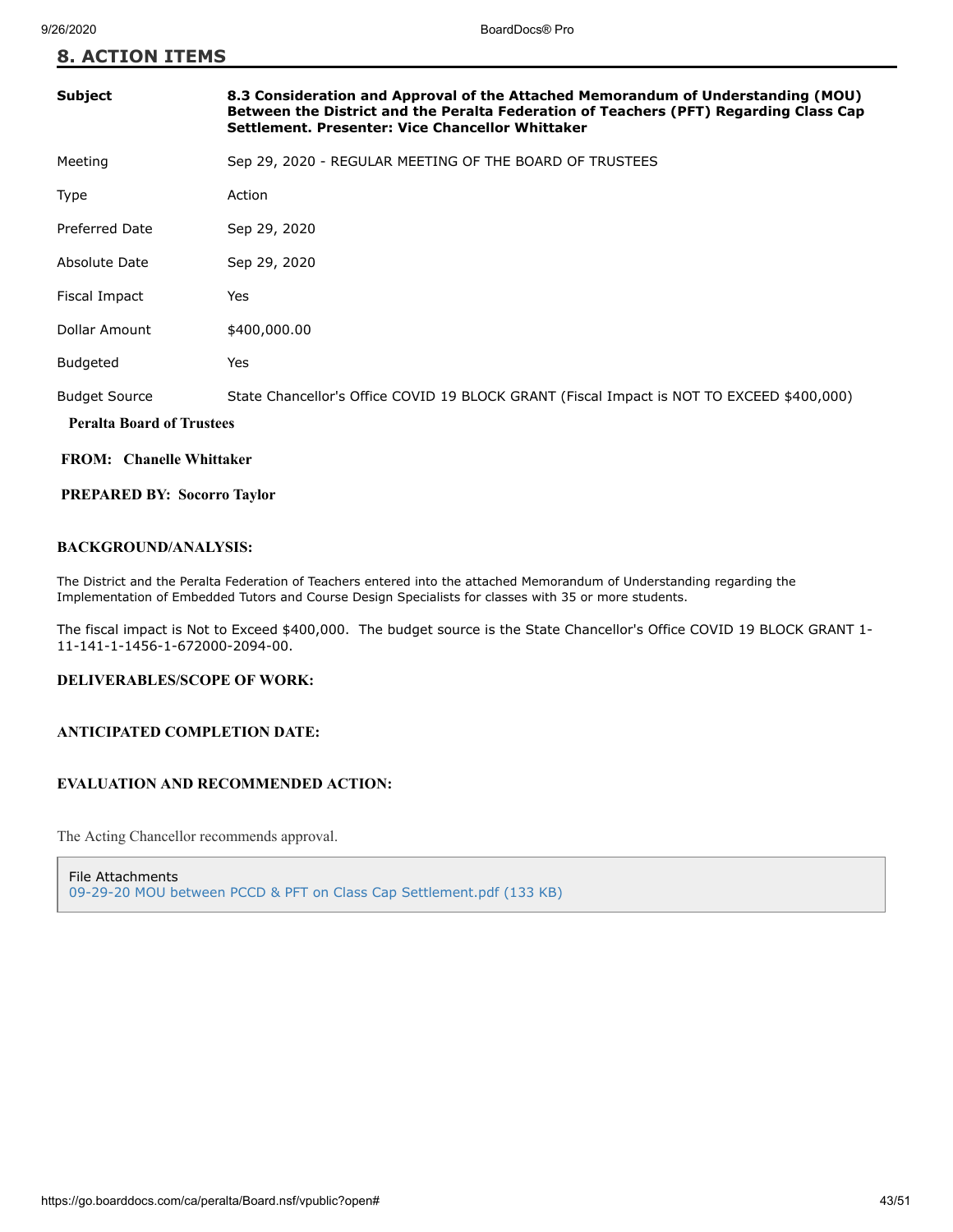## 8. ACTION ITEMS

| | |
|---|---|
| **Subject** | **8.3 Consideration and Approval of the Attached Memorandum of Understanding (MOU) Between the District and the Peralta Federation of Teachers (PFT) Regarding Class Cap Settlement. Presenter: Vice Chancellor Whittaker** |
| Meeting | Sep 29, 2020 - REGULAR MEETING OF THE BOARD OF TRUSTEES |
| Type | Action |
| Preferred Date | Sep 29, 2020 |
| Absolute Date | Sep 29, 2020 |
| Fiscal Impact | Yes |
| Dollar Amount | $400,000.00 |
| Budgeted | Yes |
| Budget Source | State Chancellor's Office COVID 19 BLOCK GRANT (Fiscal Impact is NOT TO EXCEED $400,000) |

**Peralta Board of Trustees**

**FROM: Chanelle Whittaker**

**PREPARED BY: Socorro Taylor**

**BACKGROUND/ANALYSIS:**

The District and the Peralta Federation of Teachers entered into the attached Memorandum of Understanding regarding the Implementation of Embedded Tutors and Course Design Specialists for classes with 35 or more students.

The fiscal impact is Not to Exceed $400,000. The budget source is the State Chancellor's Office COVID 19 BLOCK GRANT 1-11-141-1-1456-1-672000-2094-00.

**DELIVERABLES/SCOPE OF WORK:**

**ANTICIPATED COMPLETION DATE:**

**EVALUATION AND RECOMMENDED ACTION:**

The Acting Chancellor recommends approval.

File Attachments
09-29-20 MOU between PCCD & PFT on Class Cap Settlement.pdf (133 KB)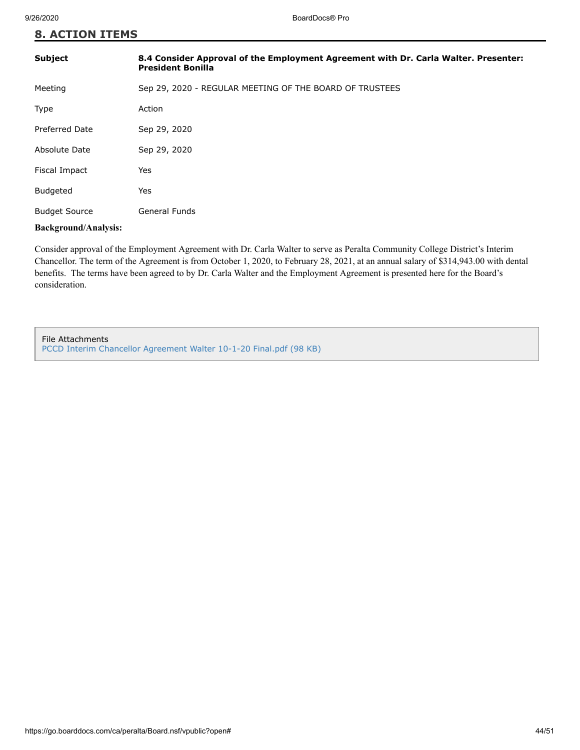## 8. ACTION ITEMS

| | |
|---|---|
| **Subject** | **8.4 Consider Approval of the Employment Agreement with Dr. Carla Walter. Presenter: President Bonilla** |
| Meeting | Sep 29, 2020 - REGULAR MEETING OF THE BOARD OF TRUSTEES |
| Type | Action |
| Preferred Date | Sep 29, 2020 |
| Absolute Date | Sep 29, 2020 |
| Fiscal Impact | Yes |
| Budgeted | Yes |
| Budget Source | General Funds |

**Background/Analysis:**

Consider approval of the Employment Agreement with Dr. Carla Walter to serve as Peralta Community College District's Interim Chancellor. The term of the Agreement is from October 1, 2020, to February 28, 2021, at an annual salary of $314,943.00 with dental benefits. The terms have been agreed to by Dr. Carla Walter and the Employment Agreement is presented here for the Board's consideration.

File Attachments
PCCD Interim Chancellor Agreement Walter 10-1-20 Final.pdf (98 KB)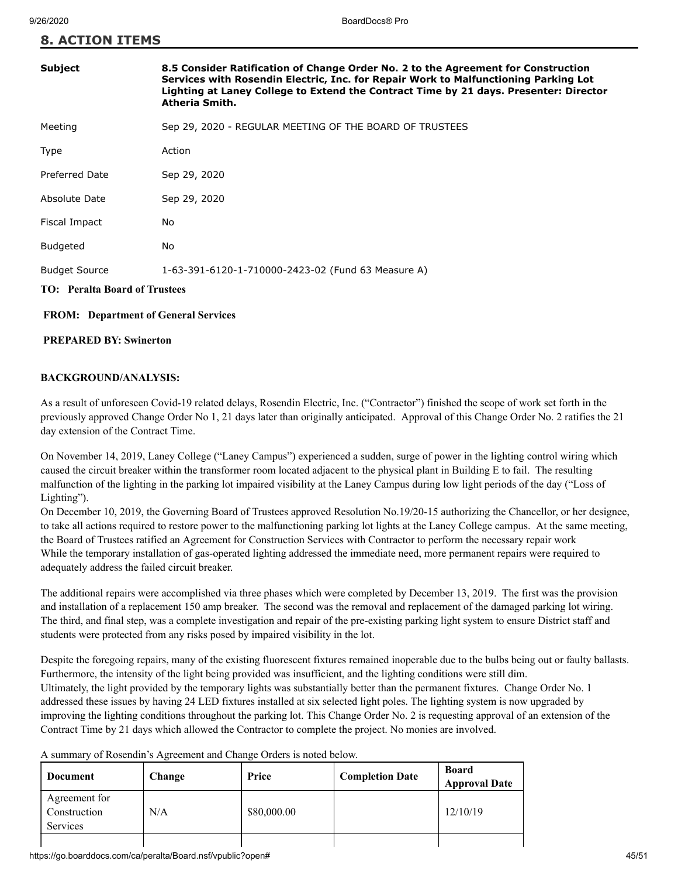## 8. ACTION ITEMS

| | |
|---|---|
| **Subject** | **8.5 Consider Ratification of Change Order No. 2 to the Agreement for Construction Services with Rosendin Electric, Inc. for Repair Work to Malfunctioning Parking Lot Lighting at Laney College to Extend the Contract Time by 21 days. Presenter: Director Atheria Smith.** |
| Meeting | Sep 29, 2020 - REGULAR MEETING OF THE BOARD OF TRUSTEES |
| Type | Action |
| Preferred Date | Sep 29, 2020 |
| Absolute Date | Sep 29, 2020 |
| Fiscal Impact | No |
| Budgeted | No |
| Budget Source | 1-63-391-6120-1-710000-2423-02 (Fund 63 Measure A) |

**TO: Peralta Board of Trustees**

**FROM: Department of General Services**

**PREPARED BY: Swinerton**

**BACKGROUND/ANALYSIS:**

As a result of unforeseen Covid-19 related delays, Rosendin Electric, Inc. ("Contractor") finished the scope of work set forth in the previously approved Change Order No 1, 21 days later than originally anticipated. Approval of this Change Order No. 2 ratifies the 21 day extension of the Contract Time.

On November 14, 2019, Laney College ("Laney Campus") experienced a sudden, surge of power in the lighting control wiring which caused the circuit breaker within the transformer room located adjacent to the physical plant in Building E to fail. The resulting malfunction of the lighting in the parking lot impaired visibility at the Laney Campus during low light periods of the day ("Loss of Lighting").

On December 10, 2019, the Governing Board of Trustees approved Resolution No.19/20-15 authorizing the Chancellor, or her designee, to take all actions required to restore power to the malfunctioning parking lot lights at the Laney College campus. At the same meeting, the Board of Trustees ratified an Agreement for Construction Services with Contractor to perform the necessary repair work

While the temporary installation of gas-operated lighting addressed the immediate need, more permanent repairs were required to adequately address the failed circuit breaker.

The additional repairs were accomplished via three phases which were completed by December 13, 2019. The first was the provision and installation of a replacement 150 amp breaker. The second was the removal and replacement of the damaged parking lot wiring. The third, and final step, was a complete investigation and repair of the pre-existing parking light system to ensure District staff and students were protected from any risks posed by impaired visibility in the lot.

Despite the foregoing repairs, many of the existing fluorescent fixtures remained inoperable due to the bulbs being out or faulty ballasts. Furthermore, the intensity of the light being provided was insufficient, and the lighting conditions were still dim.

Ultimately, the light provided by the temporary lights was substantially better than the permanent fixtures. Change Order No. 1 addressed these issues by having 24 LED fixtures installed at six selected light poles. The lighting system is now upgraded by improving the lighting conditions throughout the parking lot. This Change Order No. 2 is requesting approval of an extension of the Contract Time by 21 days which allowed the Contractor to complete the project. No monies are involved.

A summary of Rosendin's Agreement and Change Orders is noted below.

| Document | Change | Price | Completion Date | Board Approval Date |
|---|---|---|---|---|
| Agreement for Construction Services | N/A | $80,000.00 | | 12/10/19 |
| | | | | |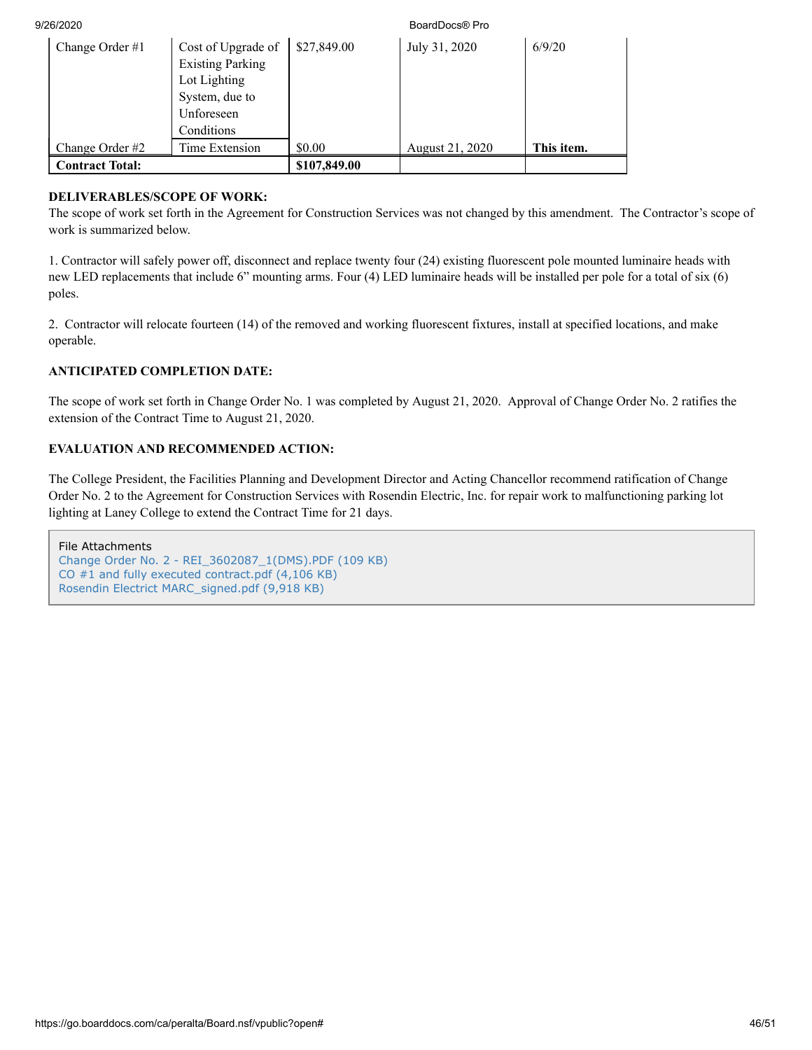| | | | | |
|---|---|---|---|---|
| Change Order #1 | Cost of Upgrade of Existing Parking Lot Lighting System, due to Unforeseen Conditions | $27,849.00 | July 31, 2020 | 6/9/20 |
| Change Order #2 | Time Extension | $0.00 | August 21, 2020 | **This item.** |
| **Contract Total:** | | **$107,849.00** | | |

**DELIVERABLES/SCOPE OF WORK:**

The scope of work set forth in the Agreement for Construction Services was not changed by this amendment. The Contractor's scope of work is summarized below.

1. Contractor will safely power off, disconnect and replace twenty four (24) existing fluorescent pole mounted luminaire heads with new LED replacements that include 6" mounting arms. Four (4) LED luminaire heads will be installed per pole for a total of six (6) poles.

2. Contractor will relocate fourteen (14) of the removed and working fluorescent fixtures, install at specified locations, and make operable.

**ANTICIPATED COMPLETION DATE:**

The scope of work set forth in Change Order No. 1 was completed by August 21, 2020. Approval of Change Order No. 2 ratifies the extension of the Contract Time to August 21, 2020.

**EVALUATION AND RECOMMENDED ACTION:**

The College President, the Facilities Planning and Development Director and Acting Chancellor recommend ratification of Change Order No. 2 to the Agreement for Construction Services with Rosendin Electric, Inc. for repair work to malfunctioning parking lot lighting at Laney College to extend the Contract Time for 21 days.

File Attachments
Change Order No. 2 - REI_3602087_1(DMS).PDF (109 KB)
CO #1 and fully executed contract.pdf (4,106 KB)
Rosendin Electrict MARC_signed.pdf (9,918 KB)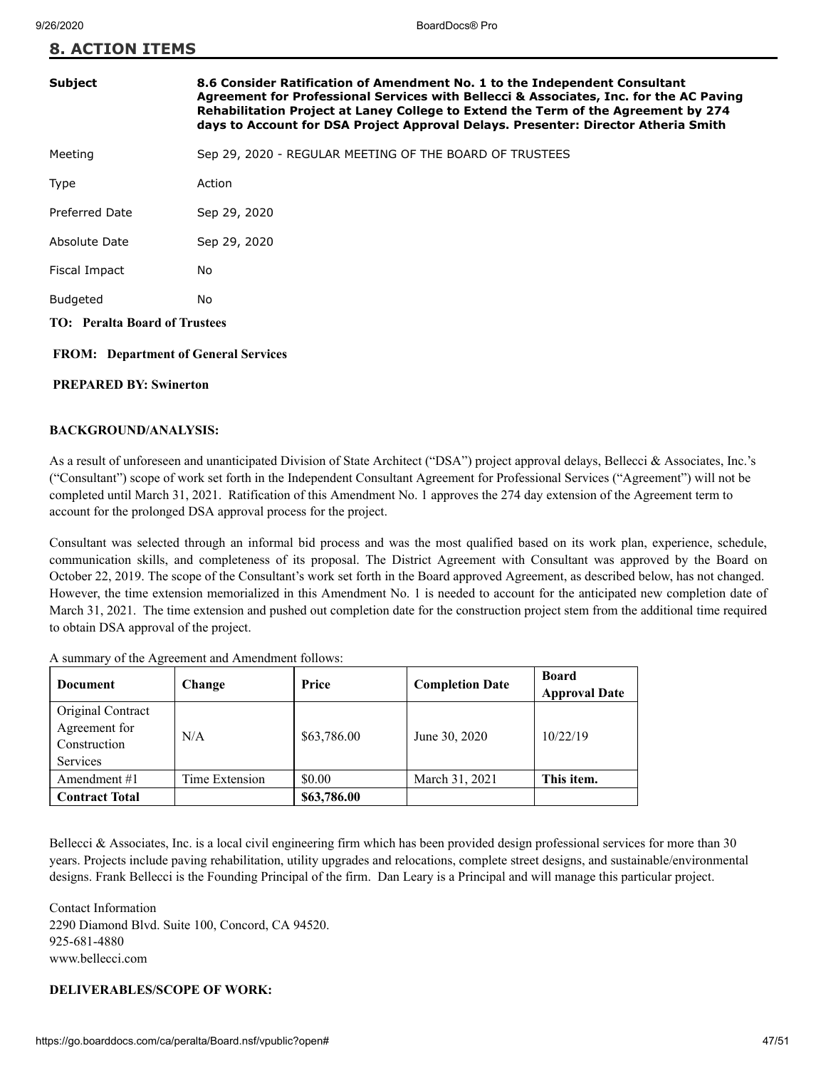## 8. ACTION ITEMS

| | |
|---|---|
| **Subject** | **8.6 Consider Ratification of Amendment No. 1 to the Independent Consultant Agreement for Professional Services with Bellecci & Associates, Inc. for the AC Paving Rehabilitation Project at Laney College to Extend the Term of the Agreement by 274 days to Account for DSA Project Approval Delays. Presenter: Director Atheria Smith** |
| Meeting | Sep 29, 2020 - REGULAR MEETING OF THE BOARD OF TRUSTEES |
| Type | Action |
| Preferred Date | Sep 29, 2020 |
| Absolute Date | Sep 29, 2020 |
| Fiscal Impact | No |
| Budgeted | No |

**TO: Peralta Board of Trustees**

**FROM: Department of General Services**

**PREPARED BY: Swinerton**

**BACKGROUND/ANALYSIS:**

As a result of unforeseen and unanticipated Division of State Architect ("DSA") project approval delays, Bellecci & Associates, Inc.'s ("Consultant") scope of work set forth in the Independent Consultant Agreement for Professional Services ("Agreement") will not be completed until March 31, 2021. Ratification of this Amendment No. 1 approves the 274 day extension of the Agreement term to account for the prolonged DSA approval process for the project.

Consultant was selected through an informal bid process and was the most qualified based on its work plan, experience, schedule, communication skills, and completeness of its proposal. The District Agreement with Consultant was approved by the Board on October 22, 2019. The scope of the Consultant's work set forth in the Board approved Agreement, as described below, has not changed. However, the time extension memorialized in this Amendment No. 1 is needed to account for the anticipated new completion date of March 31, 2021. The time extension and pushed out completion date for the construction project stem from the additional time required to obtain DSA approval of the project.

A summary of the Agreement and Amendment follows:

| Document | Change | Price | Completion Date | Board Approval Date |
|---|---|---|---|---|
| Original Contract Agreement for Construction Services | N/A | $63,786.00 | June 30, 2020 | 10/22/19 |
| Amendment #1 | Time Extension | $0.00 | March 31, 2021 | **This item.** |
| **Contract Total** | | **$63,786.00** | | |

Bellecci & Associates, Inc. is a local civil engineering firm which has been provided design professional services for more than 30 years. Projects include paving rehabilitation, utility upgrades and relocations, complete street designs, and sustainable/environmental designs. Frank Bellecci is the Founding Principal of the firm. Dan Leary is a Principal and will manage this particular project.

Contact Information
2290 Diamond Blvd. Suite 100, Concord, CA 94520.
925-681-4880
www.bellecci.com

**DELIVERABLES/SCOPE OF WORK:**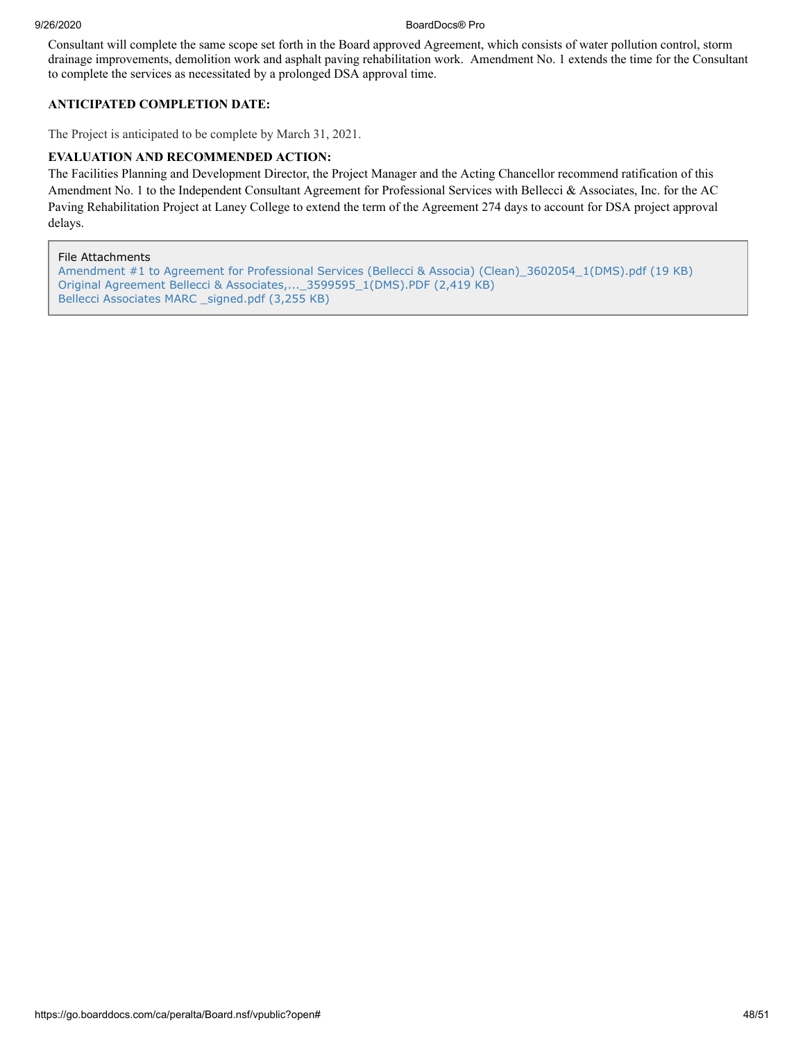Consultant will complete the same scope set forth in the Board approved Agreement, which consists of water pollution control, storm drainage improvements, demolition work and asphalt paving rehabilitation work. Amendment No. 1 extends the time for the Consultant to complete the services as necessitated by a prolonged DSA approval time.

**ANTICIPATED COMPLETION DATE:**

The Project is anticipated to be complete by March 31, 2021.

**EVALUATION AND RECOMMENDED ACTION:**

The Facilities Planning and Development Director, the Project Manager and the Acting Chancellor recommend ratification of this Amendment No. 1 to the Independent Consultant Agreement for Professional Services with Bellecci & Associates, Inc. for the AC Paving Rehabilitation Project at Laney College to extend the term of the Agreement 274 days to account for DSA project approval delays.

File Attachments

Amendment #1 to Agreement for Professional Services (Bellecci & Associa) (Clean)_3602054_1(DMS).pdf (19 KB)
Original Agreement Bellecci & Associates,..._3599595_1(DMS).PDF (2,419 KB)
Bellecci Associates MARC _signed.pdf (3,255 KB)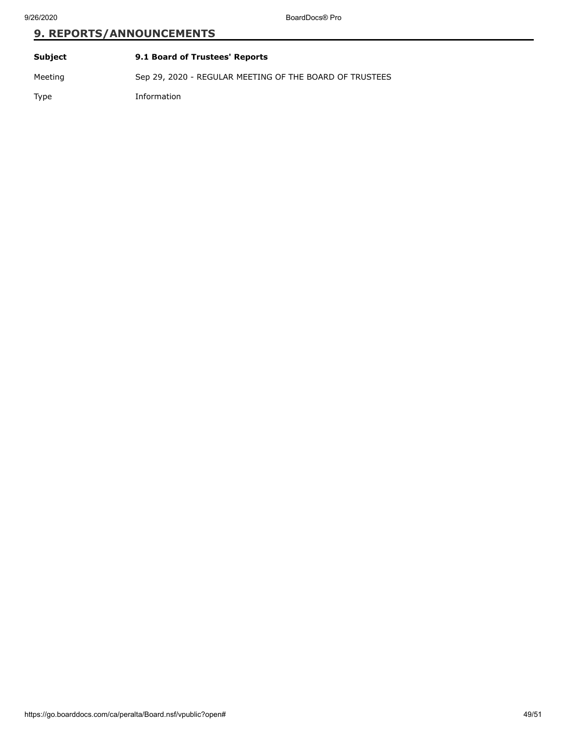## 9. REPORTS/ANNOUNCEMENTS

| | |
|---|---|
| **Subject** | **9.1 Board of Trustees' Reports** |
| Meeting | Sep 29, 2020 - REGULAR MEETING OF THE BOARD OF TRUSTEES |
| Type | Information |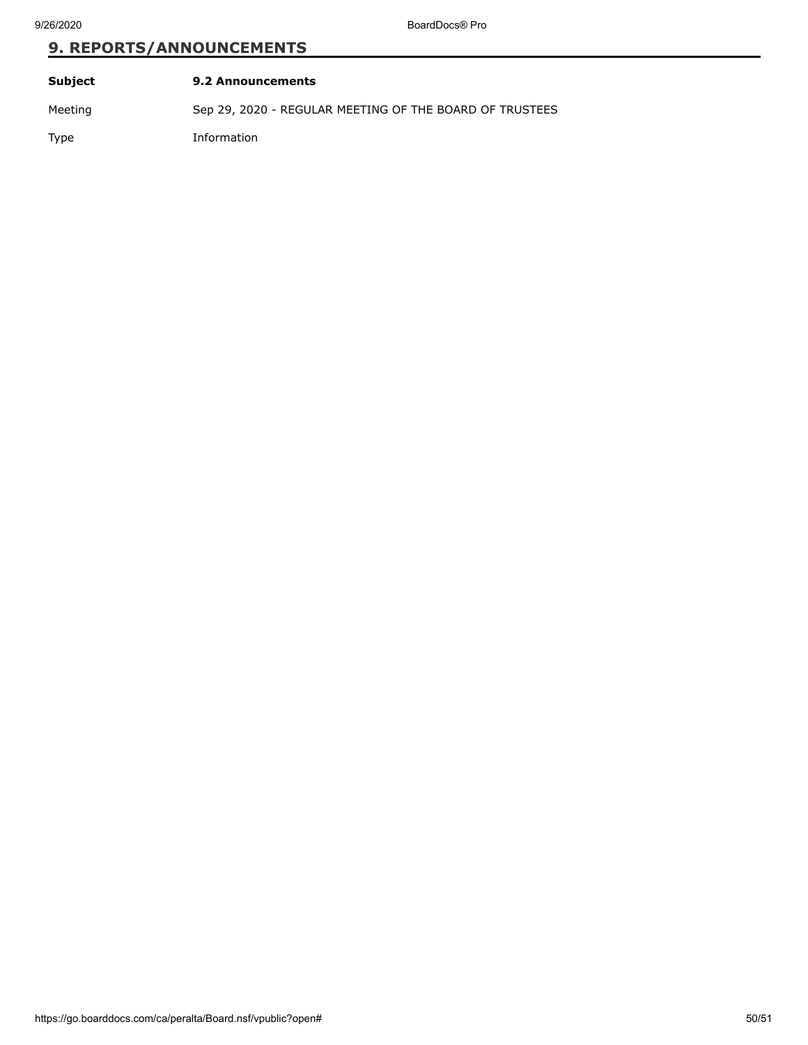## 9. REPORTS/ANNOUNCEMENTS

| | |
|---|---|
| **Subject** | **9.2 Announcements** |
| Meeting | Sep 29, 2020 - REGULAR MEETING OF THE BOARD OF TRUSTEES |
| Type | Information |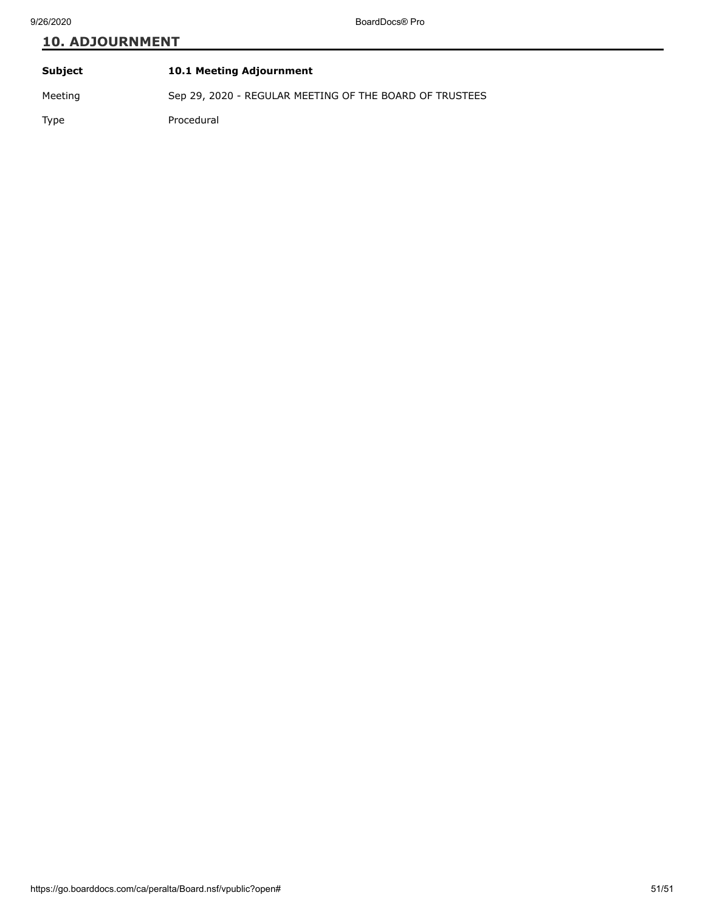## 10. ADJOURNMENT

| | |
|---|---|
| **Subject** | **10.1 Meeting Adjournment** |
| Meeting | Sep 29, 2020 - REGULAR MEETING OF THE BOARD OF TRUSTEES |
| Type | Procedural |